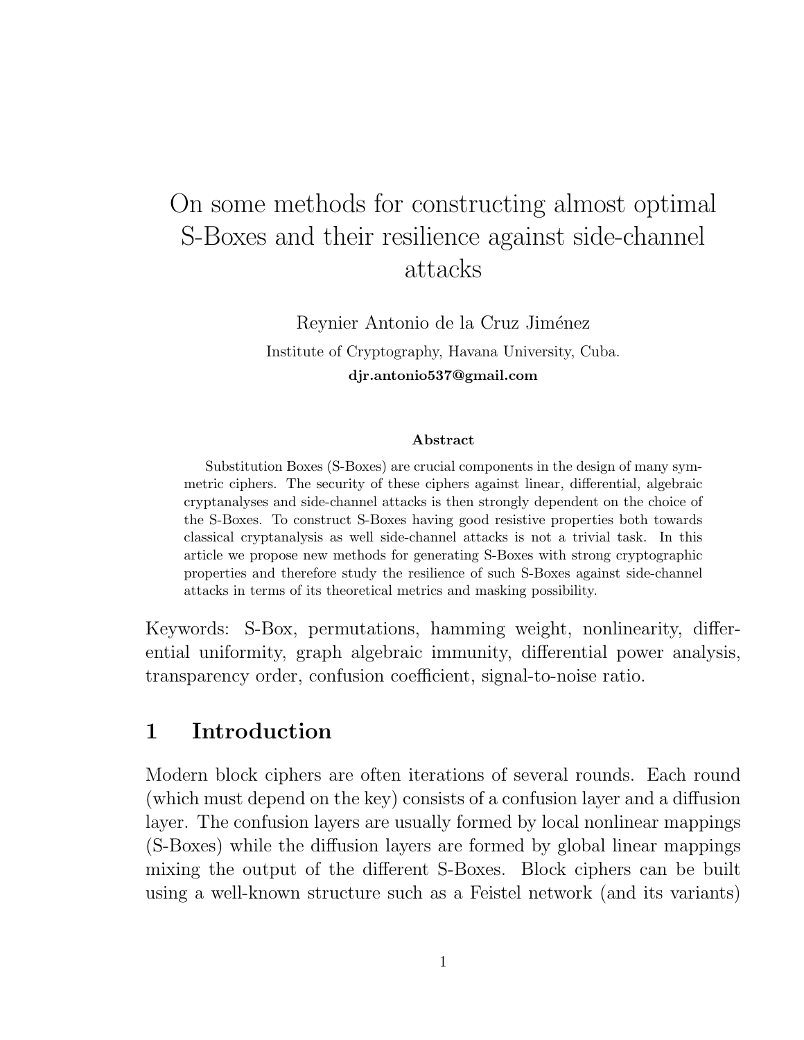# On some methods for constructing almost optimal S-Boxes and their resilience against side-channel attacks

Reynier Antonio de la Cruz Jiménez

Institute of Cryptography, Havana University, Cuba.

**djr.antonio537@gmail.com**

### Abstract

Substitution Boxes (S-Boxes) are crucial components in the design of many symmetric ciphers. The security of these ciphers against linear, differential, algebraic cryptanalyses and side-channel attacks is then strongly dependent on the choice of the S-Boxes. To construct S-Boxes having good resistive properties both towards classical cryptanalysis as well side-channel attacks is not a trivial task. In this article we propose new methods for generating S-Boxes with strong cryptographic properties and therefore study the resilience of such S-Boxes against side-channel attacks in terms of its theoretical metrics and masking possibility.

Keywords: S-Box, permutations, hamming weight, nonlinearity, differential uniformity, graph algebraic immunity, differential power analysis, transparency order, confusion coefficient, signal-to-noise ratio.

## 1 Introduction

Modern block ciphers are often iterations of several rounds. Each round (which must depend on the key) consists of a confusion layer and a diffusion layer. The confusion layers are usually formed by local nonlinear mappings (S-Boxes) while the diffusion layers are formed by global linear mappings mixing the output of the different S-Boxes. Block ciphers can be built using a well-known structure such as a Feistel network (and its variants)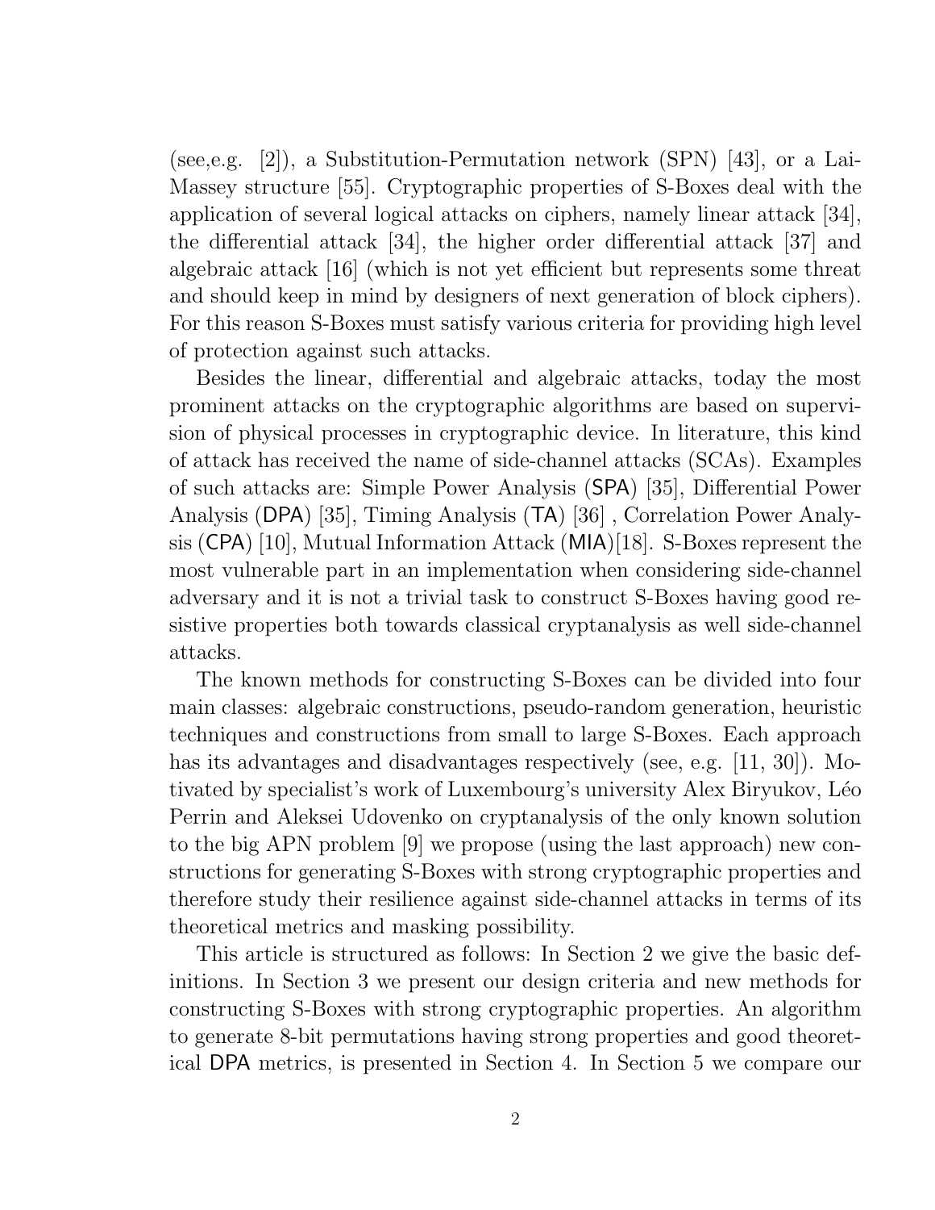(see,e.g. [2]), a Substitution-Permutation network (SPN) [43], or a Lai-Massey structure [55]. Cryptographic properties of S-Boxes deal with the application of several logical attacks on ciphers, namely linear attack [34], the differential attack [34], the higher order differential attack [37] and algebraic attack [16] (which is not yet efficient but represents some threat and should keep in mind by designers of next generation of block ciphers). For this reason S-Boxes must satisfy various criteria for providing high level of protection against such attacks.

Besides the linear, differential and algebraic attacks, today the most prominent attacks on the cryptographic algorithms are based on supervision of physical processes in cryptographic device. In literature, this kind of attack has received the name of side-channel attacks (SCAs). Examples of such attacks are: Simple Power Analysis (SPA) [35], Differential Power Analysis (DPA) [35], Timing Analysis (TA) [36] , Correlation Power Analysis (CPA) [10], Mutual Information Attack (MIA)[18]. S-Boxes represent the most vulnerable part in an implementation when considering side-channel adversary and it is not a trivial task to construct S-Boxes having good resistive properties both towards classical cryptanalysis as well side-channel attacks.

The known methods for constructing S-Boxes can be divided into four main classes: algebraic constructions, pseudo-random generation, heuristic techniques and constructions from small to large S-Boxes. Each approach has its advantages and disadvantages respectively (see, e.g. [11, 30]). Motivated by specialist's work of Luxembourg's university Alex Biryukov, Léo Perrin and Aleksei Udovenko on cryptanalysis of the only known solution to the big APN problem [9] we propose (using the last approach) new constructions for generating S-Boxes with strong cryptographic properties and therefore study their resilience against side-channel attacks in terms of its theoretical metrics and masking possibility.

This article is structured as follows: In Section 2 we give the basic definitions. In Section 3 we present our design criteria and new methods for constructing S-Boxes with strong cryptographic properties. An algorithm to generate 8-bit permutations having strong properties and good theoretical DPA metrics, is presented in Section 4. In Section 5 we compare our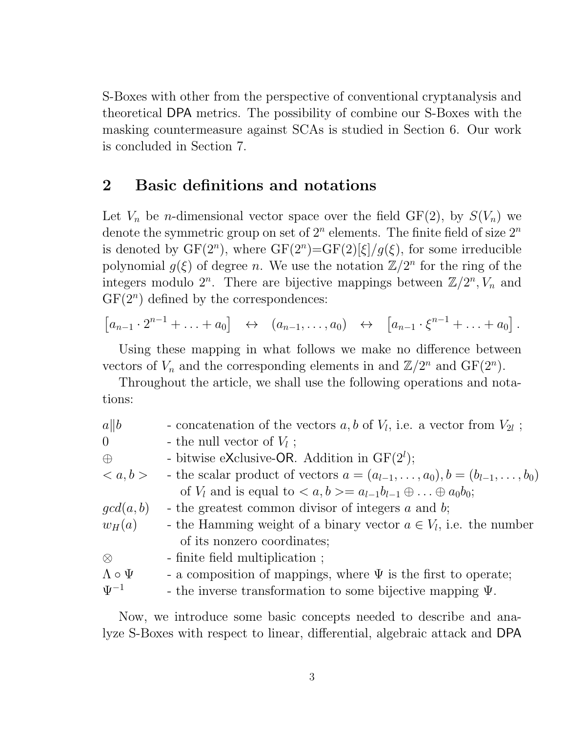S-Boxes with other from the perspective of conventional cryptanalysis and theoretical DPA metrics. The possibility of combine our S-Boxes with the masking countermeasure against SCAs is studied in Section 6. Our work is concluded in Section 7.

## 2 Basic definitions and notations

Let $V_n$ be $n$-dimensional vector space over the field GF(2), by $S(V_n)$ we denote the symmetric group on set of $2^n$ elements. The finite field of size $2^n$ is denoted by GF($2^n$), where GF($2^n$)=GF(2)[$\xi$]/$g(\xi)$, for some irreducible polynomial $g(\xi)$ of degree $n$. We use the notation $\mathbb{Z}/2^n$ for the ring of the integers modulo $2^n$. There are bijective mappings between $\mathbb{Z}/2^n, V_n$ and GF($2^n$) defined by the correspondences:

$$\left[a_{n-1}\cdot 2^{n-1} + \ldots + a_0\right] \quad \leftrightarrow \quad (a_{n-1}, \ldots, a_0) \quad \leftrightarrow \quad \left[a_{n-1}\cdot \xi^{n-1} + \ldots + a_0\right].$$

Using these mapping in what follows we make no difference between vectors of $V_n$ and the corresponding elements in and $\mathbb{Z}/2^n$ and GF($2^n$).

Throughout the article, we shall use the following operations and notations:

$a \| b$ - concatenation of the vectors $a, b$ of $V_l$, i.e. a vector from $V_{2l}$ ;
$0$ - the null vector of $V_l$ ;
$\oplus$ - bitwise eXclusive-OR. Addition in GF($2^l$);
$< a, b >$ - the scalar product of vectors $a = (a_{l-1}, \ldots, a_0), b = (b_{l-1}, \ldots, b_0)$ of $V_l$ and is equal to $< a, b >= a_{l-1}b_{l-1} \oplus \ldots \oplus a_0 b_0$;
$gcd(a, b)$ - the greatest common divisor of integers $a$ and $b$;
$w_H(a)$ - the Hamming weight of a binary vector $a \in V_l$, i.e. the number of its nonzero coordinates;
$\otimes$ - finite field multiplication ;
$\Lambda \circ \Psi$ - a composition of mappings, where $\Psi$ is the first to operate;
$\Psi^{-1}$ - the inverse transformation to some bijective mapping $\Psi$.

Now, we introduce some basic concepts needed to describe and analyze S-Boxes with respect to linear, differential, algebraic attack and DPA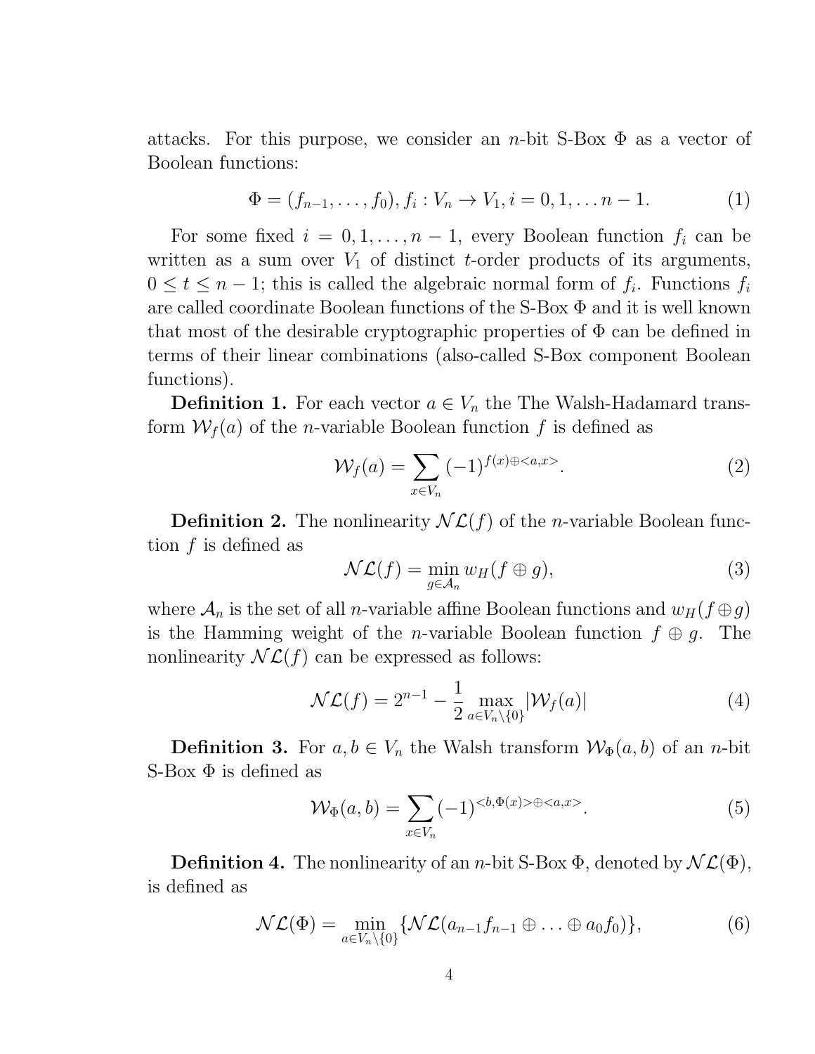attacks. For this purpose, we consider an $n$-bit S-Box $\Phi$ as a vector of Boolean functions:

$$\Phi = (f_{n-1}, \ldots, f_0), f_i : V_n \to V_1, i = 0, 1, \ldots n-1. \tag{1}$$

For some fixed $i = 0, 1, \ldots, n-1$, every Boolean function $f_i$ can be written as a sum over $V_1$ of distinct $t$-order products of its arguments, $0 \leq t \leq n-1$; this is called the algebraic normal form of $f_i$. Functions $f_i$ are called coordinate Boolean functions of the S-Box $\Phi$ and it is well known that most of the desirable cryptographic properties of $\Phi$ can be defined in terms of their linear combinations (also-called S-Box component Boolean functions).

**Definition 1.** For each vector $a \in V_n$ the The Walsh-Hadamard transform $\mathcal{W}_f(a)$ of the $n$-variable Boolean function $f$ is defined as

$$\mathcal{W}_f(a) = \sum_{x \in V_n} (-1)^{f(x) \oplus <a,x>}. \tag{2}$$

**Definition 2.** The nonlinearity $\mathcal{NL}(f)$ of the $n$-variable Boolean function $f$ is defined as

$$\mathcal{NL}(f) = \min_{g \in \mathcal{A}_n} w_H(f \oplus g), \tag{3}$$

where $\mathcal{A}_n$ is the set of all $n$-variable affine Boolean functions and $w_H(f \oplus g)$ is the Hamming weight of the $n$-variable Boolean function $f \oplus g$. The nonlinearity $\mathcal{NL}(f)$ can be expressed as follows:

$$\mathcal{NL}(f) = 2^{n-1} - \frac{1}{2} \max_{a \in V_n \setminus \{0\}} |\mathcal{W}_f(a)| \tag{4}$$

**Definition 3.** For $a, b \in V_n$ the Walsh transform $\mathcal{W}_\Phi(a, b)$ of an $n$-bit S-Box $\Phi$ is defined as

$$\mathcal{W}_\Phi(a, b) = \sum_{x \in V_n} (-1)^{<b, \Phi(x)> \oplus <a,x>}. \tag{5}$$

**Definition 4.** The nonlinearity of an $n$-bit S-Box $\Phi$, denoted by $\mathcal{NL}(\Phi)$, is defined as

$$\mathcal{NL}(\Phi) = \min_{a \in V_n \setminus \{0\}} \{\mathcal{NL}(a_{n-1}f_{n-1} \oplus \ldots \oplus a_0 f_0)\}, \tag{6}$$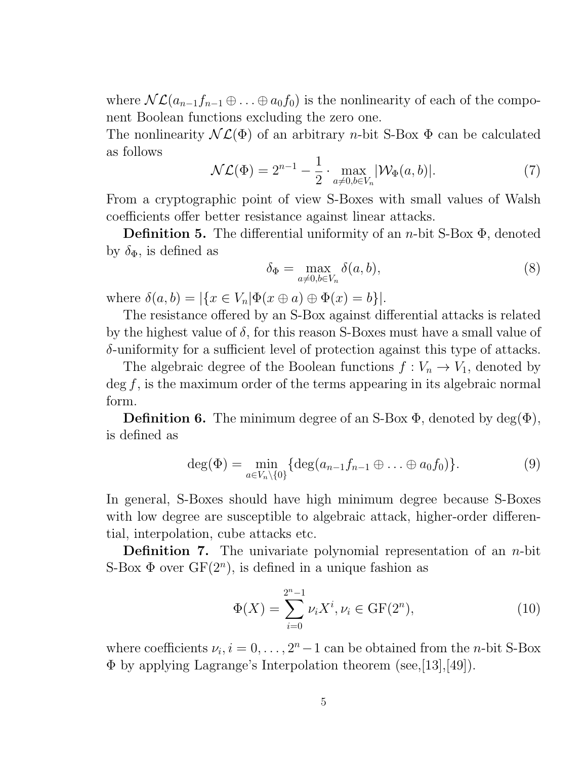where $\mathcal{NL}(a_{n-1}f_{n-1} \oplus \ldots \oplus a_0 f_0)$ is the nonlinearity of each of the component Boolean functions excluding the zero one.
The nonlinearity $\mathcal{NL}(\Phi)$ of an arbitrary $n$-bit S-Box $\Phi$ can be calculated as follows

$$\mathcal{NL}(\Phi) = 2^{n-1} - \frac{1}{2} \cdot \max_{a \neq 0, b \in V_n} |\mathcal{W}_\Phi(a, b)|. \tag{7}$$

From a cryptographic point of view S-Boxes with small values of Walsh coefficients offer better resistance against linear attacks.

**Definition 5.** The differential uniformity of an $n$-bit S-Box $\Phi$, denoted by $\delta_\Phi$, is defined as

$$\delta_\Phi = \max_{a \neq 0, b \in V_n} \delta(a, b), \tag{8}$$

where $\delta(a, b) = |\{x \in V_n | \Phi(x \oplus a) \oplus \Phi(x) = b\}|$.

The resistance offered by an S-Box against differential attacks is related by the highest value of $\delta$, for this reason S-Boxes must have a small value of $\delta$-uniformity for a sufficient level of protection against this type of attacks.

The algebraic degree of the Boolean functions $f : V_n \to V_1$, denoted by $\deg f$, is the maximum order of the terms appearing in its algebraic normal form.

**Definition 6.** The minimum degree of an S-Box $\Phi$, denoted by $\deg(\Phi)$, is defined as

$$\deg(\Phi) = \min_{a \in V_n \setminus \{0\}} \{\deg(a_{n-1}f_{n-1} \oplus \ldots \oplus a_0 f_0)\}. \tag{9}$$

In general, S-Boxes should have high minimum degree because S-Boxes with low degree are susceptible to algebraic attack, higher-order differential, interpolation, cube attacks etc.

**Definition 7.** The univariate polynomial representation of an $n$-bit S-Box $\Phi$ over $\mathrm{GF}(2^n)$, is defined in a unique fashion as

$$\Phi(X) = \sum_{i=0}^{2^n - 1} \nu_i X^i, \nu_i \in \mathrm{GF}(2^n), \tag{10}$$

where coefficients $\nu_i, i = 0, \ldots, 2^n - 1$ can be obtained from the $n$-bit S-Box $\Phi$ by applying Lagrange's Interpolation theorem (see,[13],[49]).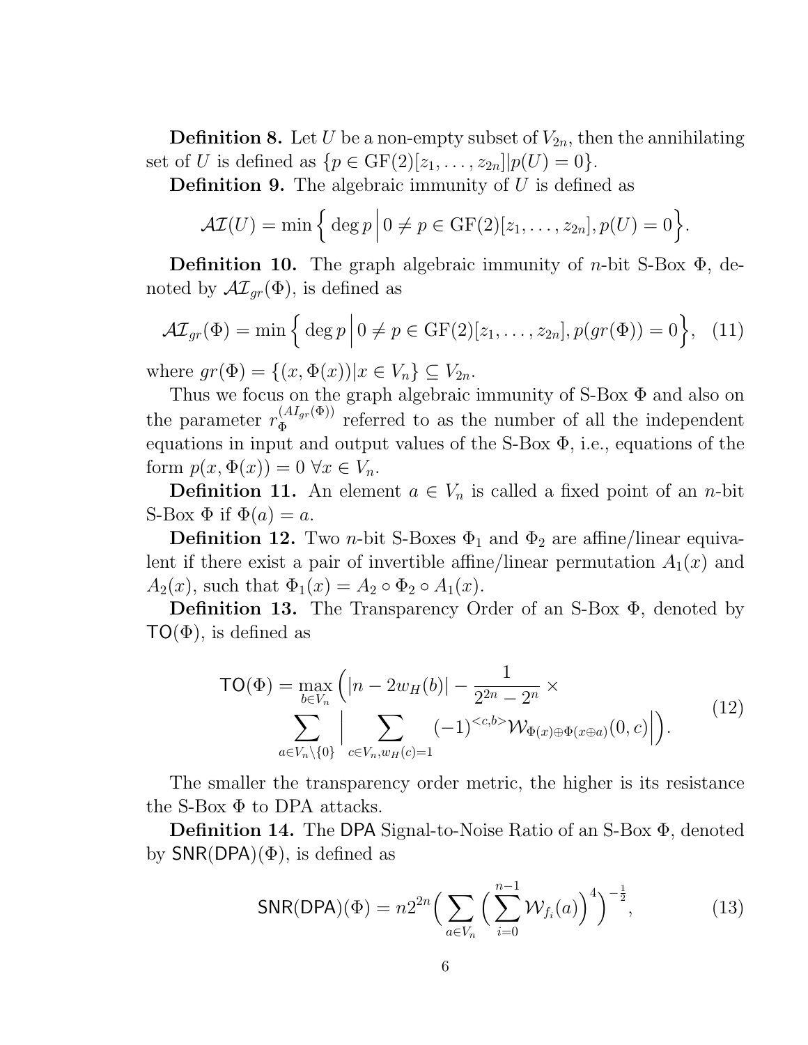**Definition 8.** Let $U$ be a non-empty subset of $V_{2n}$, then the annihilating set of $U$ is defined as $\{p \in \mathrm{GF}(2)[z_1, \ldots, z_{2n}] | p(U) = 0\}$.

**Definition 9.** The algebraic immunity of $U$ is defined as

$$\mathcal{AI}(U) = \min\Big\{ \deg p \,\Big|\, 0 \neq p \in \mathrm{GF}(2)[z_1, \ldots, z_{2n}], p(U) = 0 \Big\}.$$

**Definition 10.** The graph algebraic immunity of $n$-bit S-Box $\Phi$, denoted by $\mathcal{AI}_{gr}(\Phi)$, is defined as

$$\mathcal{AI}_{gr}(\Phi) = \min\Big\{ \deg p \,\Big|\, 0 \neq p \in \mathrm{GF}(2)[z_1, \ldots, z_{2n}], p(gr(\Phi)) = 0 \Big\}, \quad (11)$$

where $gr(\Phi) = \{(x, \Phi(x)) | x \in V_n\} \subseteq V_{2n}$.

Thus we focus on the graph algebraic immunity of S-Box $\Phi$ and also on the parameter $r_\Phi^{(AI_{gr}(\Phi))}$ referred to as the number of all the independent equations in input and output values of the S-Box $\Phi$, i.e., equations of the form $p(x, \Phi(x)) = 0 \ \forall x \in V_n$.

**Definition 11.** An element $a \in V_n$ is called a fixed point of an $n$-bit S-Box $\Phi$ if $\Phi(a) = a$.

**Definition 12.** Two $n$-bit S-Boxes $\Phi_1$ and $\Phi_2$ are affine/linear equivalent if there exist a pair of invertible affine/linear permutation $A_1(x)$ and $A_2(x)$, such that $\Phi_1(x) = A_2 \circ \Phi_2 \circ A_1(x)$.

**Definition 13.** The Transparency Order of an S-Box $\Phi$, denoted by $\mathsf{TO}(\Phi)$, is defined as

$$\begin{aligned} \mathsf{TO}(\Phi) = \max_{b \in V_n} \Big( &|n - 2w_H(b)| - \frac{1}{2^{2n} - 2^n} \times \\ &\sum_{a \in V_n \setminus \{0\}} \Big| \sum_{c \in V_n, w_H(c) = 1} (-1)^{<c,b>} \mathcal{W}_{\Phi(x) \oplus \Phi(x \oplus a)}(0, c) \Big| \Big). \end{aligned} \quad (12)$$

The smaller the transparency order metric, the higher is its resistance the S-Box $\Phi$ to DPA attacks.

**Definition 14.** The $\mathsf{DPA}$ Signal-to-Noise Ratio of an S-Box $\Phi$, denoted by $\mathsf{SNR}(\mathsf{DPA})(\Phi)$, is defined as

$$\mathsf{SNR}(\mathsf{DPA})(\Phi) = n2^{2n} \Big( \sum_{a \in V_n} \Big( \sum_{i=0}^{n-1} \mathcal{W}_{f_i}(a) \Big)^4 \Big)^{-\frac{1}{2}}, \quad (13)$$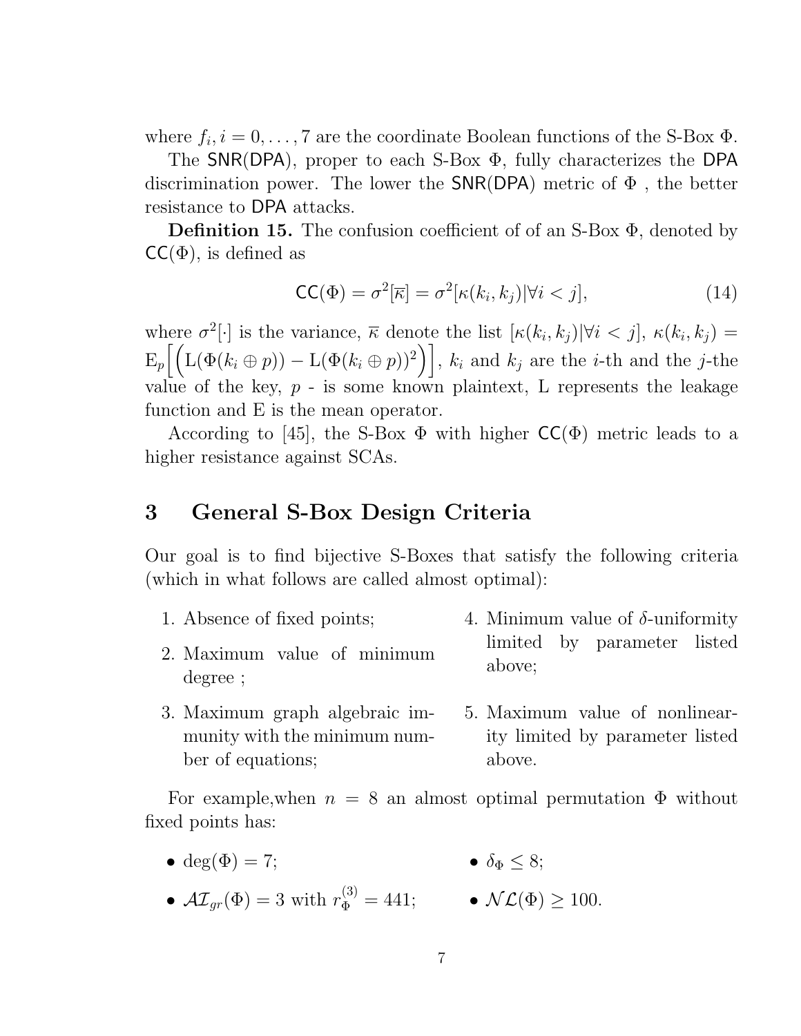where $f_i, i = 0, \ldots, 7$ are the coordinate Boolean functions of the S-Box $\Phi$.

The SNR(DPA), proper to each S-Box $\Phi$, fully characterizes the DPA discrimination power. The lower the SNR(DPA) metric of $\Phi$ , the better resistance to DPA attacks.

**Definition 15.** The confusion coefficient of of an S-Box $\Phi$, denoted by $\mathsf{CC}(\Phi)$, is defined as

$$\mathsf{CC}(\Phi) = \sigma^2[\overline{\kappa}] = \sigma^2[\kappa(k_i, k_j)|\forall i < j], \tag{14}$$

where $\sigma^2[\cdot]$ is the variance, $\overline{\kappa}$ denote the list $[\kappa(k_i, k_j)|\forall i < j]$, $\kappa(k_i, k_j) = \mathrm{E}_p\Big[\Big(\mathrm{L}(\Phi(k_i \oplus p)) - \mathrm{L}(\Phi(k_i \oplus p))^2\Big)\Big]$, $k_i$ and $k_j$ are the $i$-th and the $j$-the value of the key, $p$ - is some known plaintext, L represents the leakage function and E is the mean operator.

According to [45], the S-Box $\Phi$ with higher $\mathsf{CC}(\Phi)$ metric leads to a higher resistance against SCAs.

## 3 General S-Box Design Criteria

Our goal is to find bijective S-Boxes that satisfy the following criteria (which in what follows are called almost optimal):

1. Absence of fixed points;
2. Maximum value of minimum degree ;
3. Maximum graph algebraic immunity with the minimum number of equations;
4. Minimum value of $\delta$-uniformity limited by parameter listed above;
5. Maximum value of nonlinearity limited by parameter listed above.

For example,when $n = 8$ an almost optimal permutation $\Phi$ without fixed points has:

- $\deg(\Phi) = 7$;
- $\mathcal{AI}_{gr}(\Phi) = 3$ with $r_\Phi^{(3)} = 441$;
- $\delta_\Phi \leq 8$;
- $\mathcal{NL}(\Phi) \geq 100$.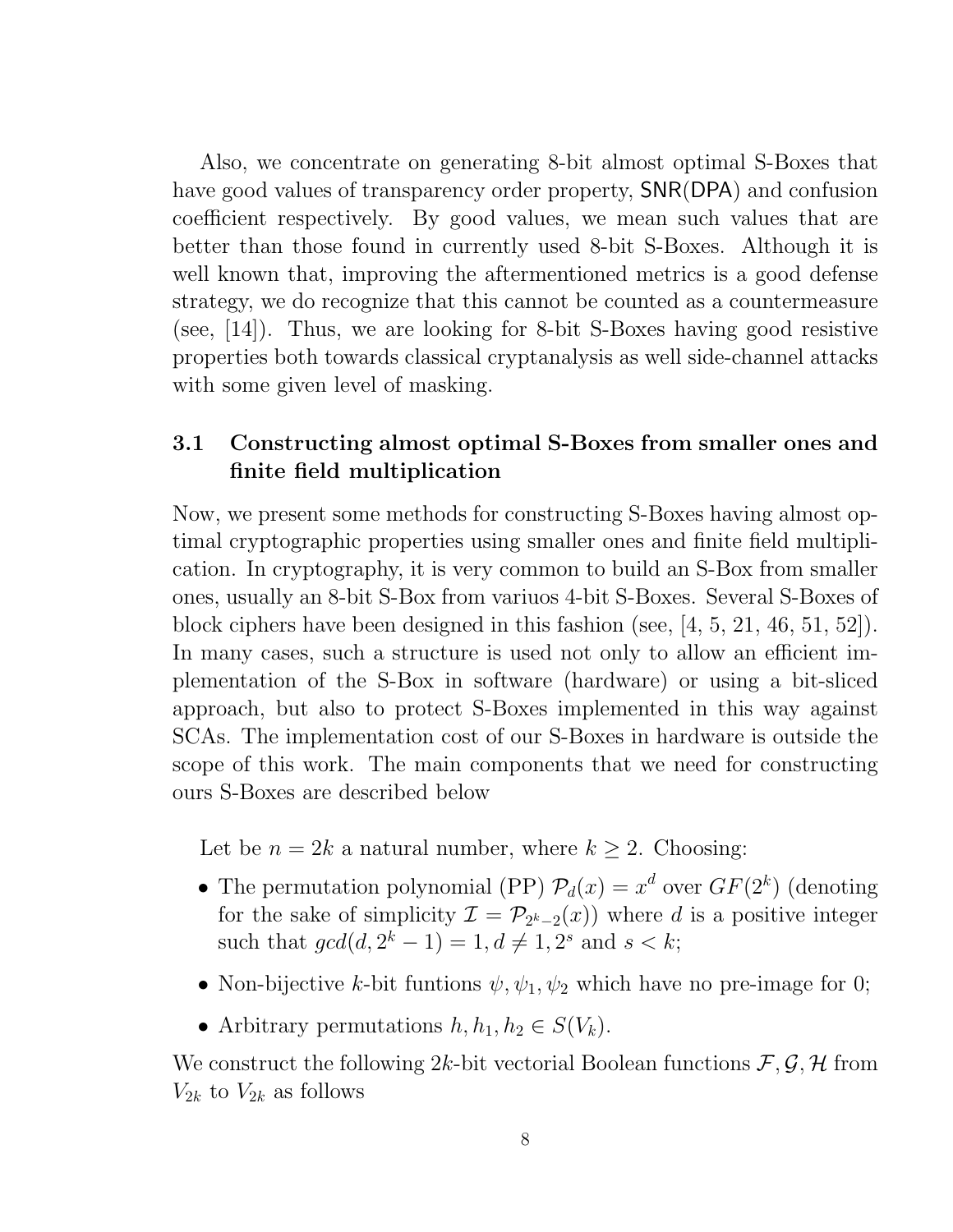Also, we concentrate on generating 8-bit almost optimal S-Boxes that have good values of transparency order property, SNR(DPA) and confusion coefficient respectively. By good values, we mean such values that are better than those found in currently used 8-bit S-Boxes. Although it is well known that, improving the aftermentioned metrics is a good defense strategy, we do recognize that this cannot be counted as a countermeasure (see, [14]). Thus, we are looking for 8-bit S-Boxes having good resistive properties both towards classical cryptanalysis as well side-channel attacks with some given level of masking.

### 3.1 Constructing almost optimal S-Boxes from smaller ones and finite field multiplication

Now, we present some methods for constructing S-Boxes having almost optimal cryptographic properties using smaller ones and finite field multiplication. In cryptography, it is very common to build an S-Box from smaller ones, usually an 8-bit S-Box from variuos 4-bit S-Boxes. Several S-Boxes of block ciphers have been designed in this fashion (see, [4, 5, 21, 46, 51, 52]). In many cases, such a structure is used not only to allow an efficient implementation of the S-Box in software (hardware) or using a bit-sliced approach, but also to protect S-Boxes implemented in this way against SCAs. The implementation cost of our S-Boxes in hardware is outside the scope of this work. The main components that we need for constructing ours S-Boxes are described below

Let be $n = 2k$ a natural number, where $k \geq 2$. Choosing:

- The permutation polynomial (PP) $\mathcal{P}_d(x) = x^d$ over $GF(2^k)$ (denoting for the sake of simplicity $\mathcal{I} = \mathcal{P}_{2^k-2}(x)$) where $d$ is a positive integer such that $gcd(d, 2^k - 1) = 1, d \neq 1, 2^s$ and $s < k$;
- Non-bijective $k$-bit funtions $\psi, \psi_1, \psi_2$ which have no pre-image for 0;
- Arbitrary permutations $h, h_1, h_2 \in S(V_k)$.

We construct the following $2k$-bit vectorial Boolean functions $\mathcal{F}, \mathcal{G}, \mathcal{H}$ from $V_{2k}$ to $V_{2k}$ as follows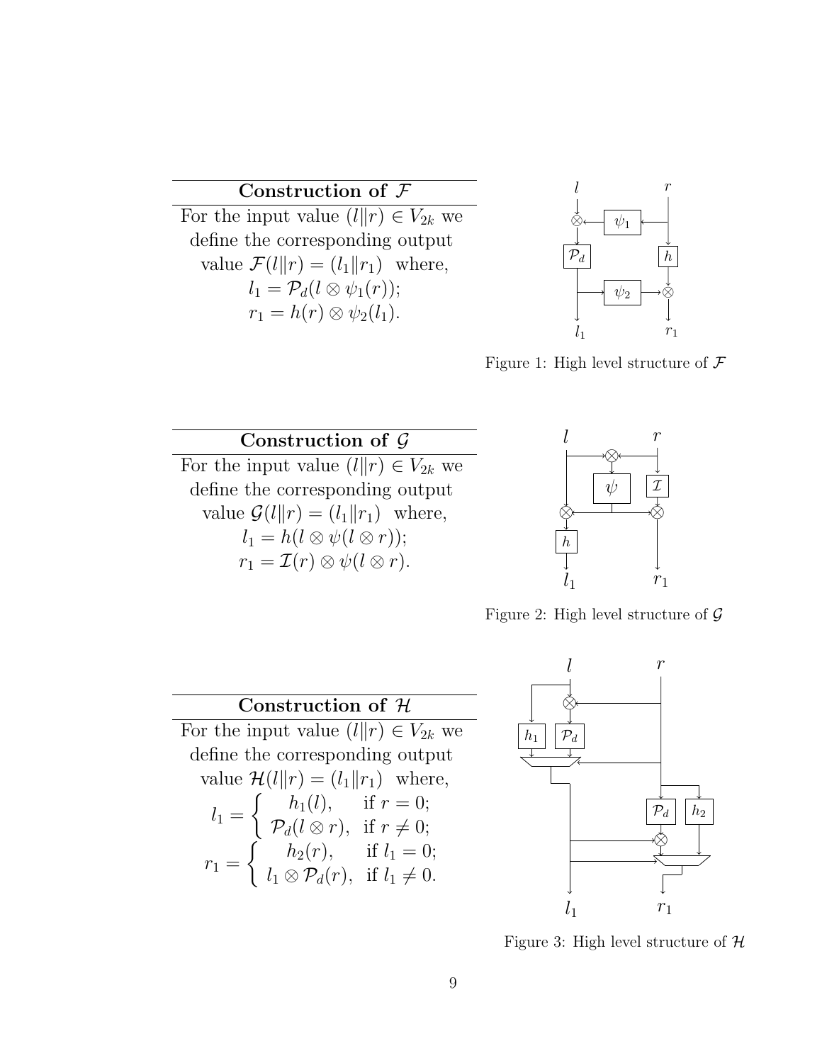| **Construction of $\mathcal{F}$** |
|---|
| For the input value $(l\|r) \in V_{2k}$ we define the corresponding output value $\mathcal{F}(l\|r) = (l_1\|r_1)$ where, $l_1 = \mathcal{P}_d(l \otimes \psi_1(r))$; $r_1 = h(r) \otimes \psi_2(l_1)$. |

Figure 1: High level structure of $\mathcal{F}$

| **Construction of $\mathcal{G}$** |
|---|
| For the input value $(l\|r) \in V_{2k}$ we define the corresponding output value $\mathcal{G}(l\|r) = (l_1\|r_1)$ where, $l_1 = h(l \otimes \psi(l \otimes r))$; $r_1 = \mathcal{I}(r) \otimes \psi(l \otimes r)$. |

Figure 2: High level structure of $\mathcal{G}$

| **Construction of $\mathcal{H}$** |
|---|
| For the input value $(l\|r) \in V_{2k}$ we define the corresponding output value $\mathcal{H}(l\|r) = (l_1\|r_1)$ where, $l_1 = \begin{cases} h_1(l), & \text{if } r = 0; \\ \mathcal{P}_d(l \otimes r), & \text{if } r \neq 0; \end{cases}$ $r_1 = \begin{cases} h_2(r), & \text{if } l_1 = 0; \\ l_1 \otimes \mathcal{P}_d(r), & \text{if } l_1 \neq 0. \end{cases}$ |

Figure 3: High level structure of $\mathcal{H}$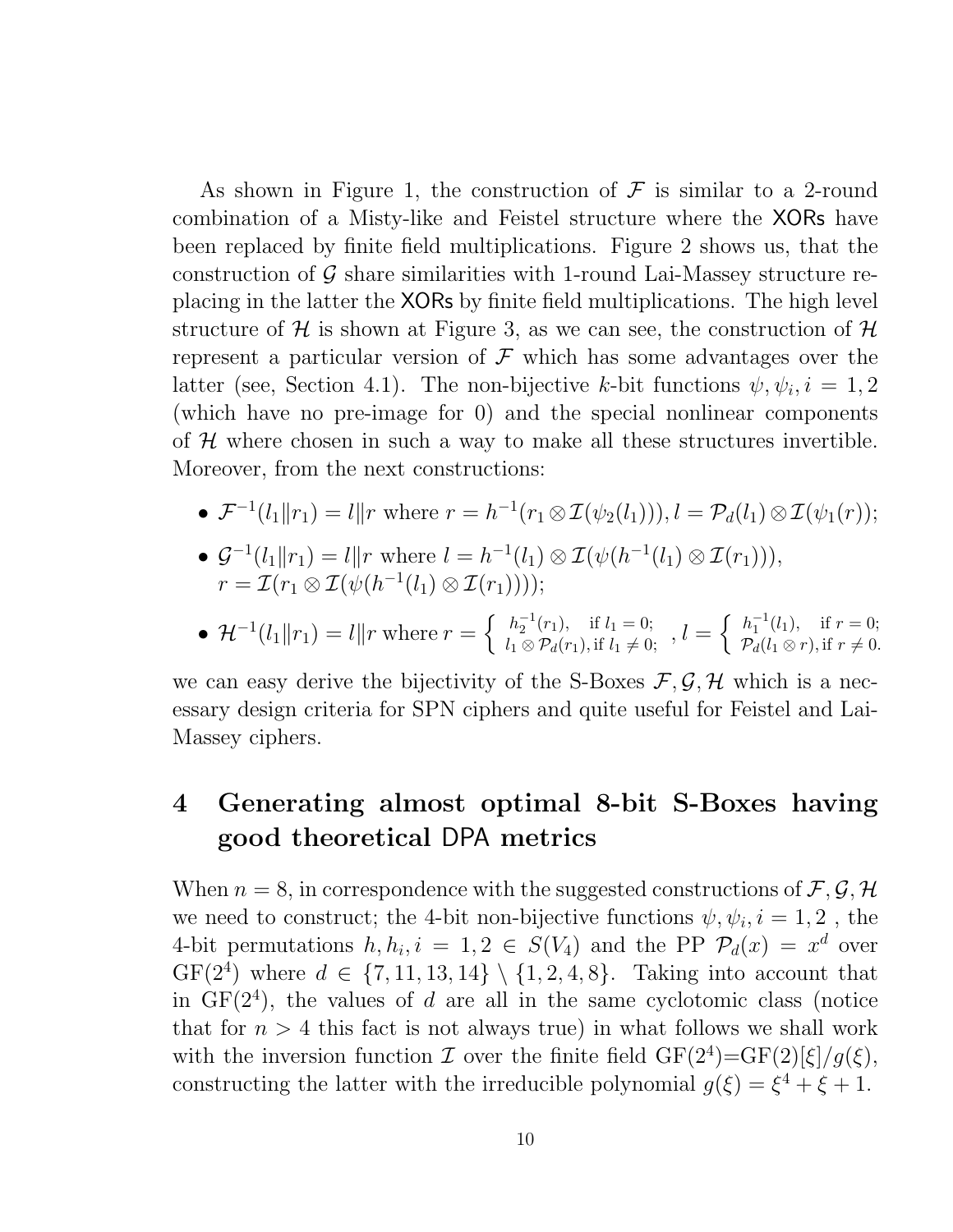As shown in Figure 1, the construction of $\mathcal{F}$ is similar to a 2-round combination of a Misty-like and Feistel structure where the XORs have been replaced by finite field multiplications. Figure 2 shows us, that the construction of $\mathcal{G}$ share similarities with 1-round Lai-Massey structure replacing in the latter the XORs by finite field multiplications. The high level structure of $\mathcal{H}$ is shown at Figure 3, as we can see, the construction of $\mathcal{H}$ represent a particular version of $\mathcal{F}$ which has some advantages over the latter (see, Section 4.1). The non-bijective $k$-bit functions $\psi, \psi_i, i = 1, 2$ (which have no pre-image for 0) and the special nonlinear components of $\mathcal{H}$ where chosen in such a way to make all these structures invertible. Moreover, from the next constructions:

- $\mathcal{F}^{-1}(l_1 \| r_1) = l \| r$ where $r = h^{-1}(r_1 \otimes \mathcal{I}(\psi_2(l_1))), l = \mathcal{P}_d(l_1) \otimes \mathcal{I}(\psi_1(r))$;
- $\mathcal{G}^{-1}(l_1 \| r_1) = l \| r$ where $l = h^{-1}(l_1) \otimes \mathcal{I}(\psi(h^{-1}(l_1) \otimes \mathcal{I}(r_1)))$, $r = \mathcal{I}(r_1 \otimes \mathcal{I}(\psi(h^{-1}(l_1) \otimes \mathcal{I}(r_1))))$;
- $\mathcal{H}^{-1}(l_1 \| r_1) = l \| r$ where $r = \begin{cases} h_2^{-1}(r_1), & \text{if } l_1 = 0; \\ l_1 \otimes \mathcal{P}_d(r_1), & \text{if } l_1 \neq 0; \end{cases}$ , $l = \begin{cases} h_1^{-1}(l_1), & \text{if } r = 0; \\ \mathcal{P}_d(l_1 \otimes r), & \text{if } r \neq 0. \end{cases}$

we can easy derive the bijectivity of the S-Boxes $\mathcal{F}, \mathcal{G}, \mathcal{H}$ which is a necessary design criteria for SPN ciphers and quite useful for Feistel and Lai-Massey ciphers.

# 4 Generating almost optimal 8-bit S-Boxes having good theoretical DPA metrics

When $n = 8$, in correspondence with the suggested constructions of $\mathcal{F}, \mathcal{G}, \mathcal{H}$ we need to construct; the 4-bit non-bijective functions $\psi, \psi_i, i = 1, 2$ , the 4-bit permutations $h, h_i, i = 1, 2 \in S(V_4)$ and the PP $\mathcal{P}_d(x) = x^d$ over $\mathrm{GF}(2^4)$ where $d \in \{7, 11, 13, 14\} \setminus \{1, 2, 4, 8\}$. Taking into account that in $\mathrm{GF}(2^4)$, the values of $d$ are all in the same cyclotomic class (notice that for $n > 4$ this fact is not always true) in what follows we shall work with the inversion function $\mathcal{I}$ over the finite field $\mathrm{GF}(2^4)$=$\mathrm{GF}(2)[\xi]/g(\xi)$, constructing the latter with the irreducible polynomial $g(\xi) = \xi^4 + \xi + 1$.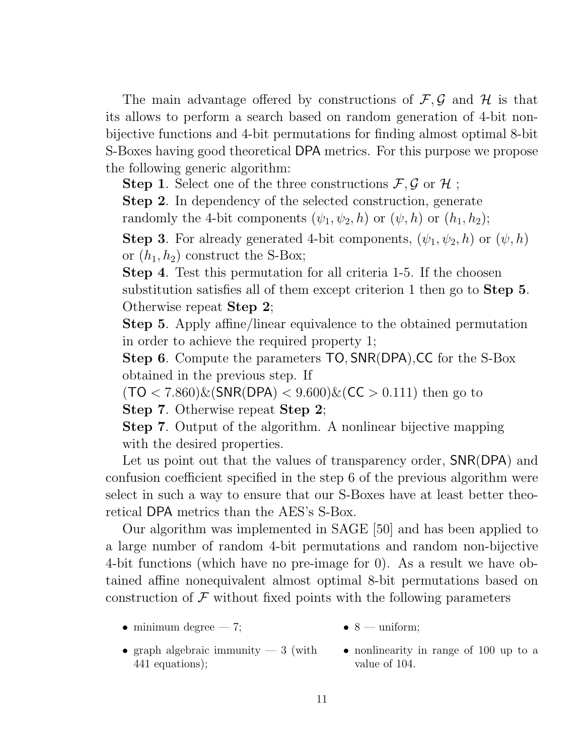The main advantage offered by constructions of $\mathcal{F}, \mathcal{G}$ and $\mathcal{H}$ is that its allows to perform a search based on random generation of 4-bit non-bijective functions and 4-bit permutations for finding almost optimal 8-bit S-Boxes having good theoretical DPA metrics. For this purpose we propose the following generic algorithm:

**Step 1**. Select one of the three constructions $\mathcal{F}, \mathcal{G}$ or $\mathcal{H}$ ;

**Step 2**. In dependency of the selected construction, generate randomly the 4-bit components $(\psi_1, \psi_2, h)$ or $(\psi, h)$ or $(h_1, h_2)$;

**Step 3**. For already generated 4-bit components, $(\psi_1, \psi_2, h)$ or $(\psi, h)$ or $(h_1, h_2)$ construct the S-Box;

**Step 4**. Test this permutation for all criteria 1-5. If the choosen substitution satisfies all of them except criterion 1 then go to **Step 5**. Otherwise repeat **Step 2**;

**Step 5**. Apply affine/linear equivalence to the obtained permutation in order to achieve the required property 1;

**Step 6**. Compute the parameters TO, SNR(DPA),CC for the S-Box obtained in the previous step. If $(\mathsf{TO} < 7.860)\&(\mathsf{SNR}(\mathsf{DPA}) < 9.600)\&(\mathsf{CC} > 0.111)$ then go to **Step 7**. Otherwise repeat **Step 2**;

**Step 7**. Output of the algorithm. A nonlinear bijective mapping with the desired properties.

Let us point out that the values of transparency order, SNR(DPA) and confusion coefficient specified in the step 6 of the previous algorithm were select in such a way to ensure that our S-Boxes have at least better theoretical DPA metrics than the AES's S-Box.

Our algorithm was implemented in SAGE [50] and has been applied to a large number of random 4-bit permutations and random non-bijective 4-bit functions (which have no pre-image for 0). As a result we have obtained affine nonequivalent almost optimal 8-bit permutations based on construction of $\mathcal{F}$ without fixed points with the following parameters

- minimum degree — 7;
- graph algebraic immunity — 3 (with 441 equations);
- 8 — uniform;
- nonlinearity in range of 100 up to a value of 104.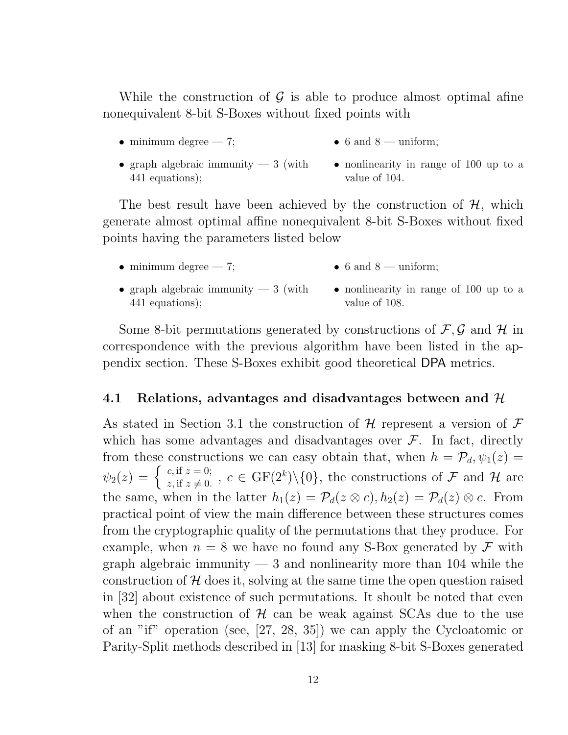While the construction of $\mathcal{G}$ is able to produce almost optimal afine nonequivalent 8-bit S-Boxes without fixed points with

- minimum degree — 7;
- graph algebraic immunity — 3 (with 441 equations);
- 6 and 8 — uniform;
- nonlinearity in range of 100 up to a value of 104.

The best result have been achieved by the construction of $\mathcal{H}$, which generate almost optimal affine nonequivalent 8-bit S-Boxes without fixed points having the parameters listed below

- minimum degree — 7;
- graph algebraic immunity — 3 (with 441 equations);
- 6 and 8 — uniform;
- nonlinearity in range of 100 up to a value of 108.

Some 8-bit permutations generated by constructions of $\mathcal{F}, \mathcal{G}$ and $\mathcal{H}$ in correspondence with the previous algorithm have been listed in the appendix section. These S-Boxes exhibit good theoretical DPA metrics.

### 4.1 Relations, advantages and disadvantages between and $\mathcal{H}$

As stated in Section 3.1 the construction of $\mathcal{H}$ represent a version of $\mathcal{F}$ which has some advantages and disadvantages over $\mathcal{F}$. In fact, directly from these constructions we can easy obtain that, when $h = \mathcal{P}_d, \psi_1(z) = \psi_2(z) = \begin{cases} c, \text{if } z = 0; \\ z, \text{if } z \neq 0. \end{cases}$, $c \in \mathrm{GF}(2^k)\backslash\{0\}$, the constructions of $\mathcal{F}$ and $\mathcal{H}$ are the same, when in the latter $h_1(z) = \mathcal{P}_d(z \otimes c), h_2(z) = \mathcal{P}_d(z) \otimes c$. From practical point of view the main difference between these structures comes from the cryptographic quality of the permutations that they produce. For example, when $n = 8$ we have no found any S-Box generated by $\mathcal{F}$ with graph algebraic immunity — 3 and nonlinearity more than 104 while the construction of $\mathcal{H}$ does it, solving at the same time the open question raised in [32] about existence of such permutations. It shoult be noted that even when the construction of $\mathcal{H}$ can be weak against SCAs due to the use of an "if" operation (see, [27, 28, 35]) we can apply the Cycloatomic or Parity-Split methods described in [13] for masking 8-bit S-Boxes generated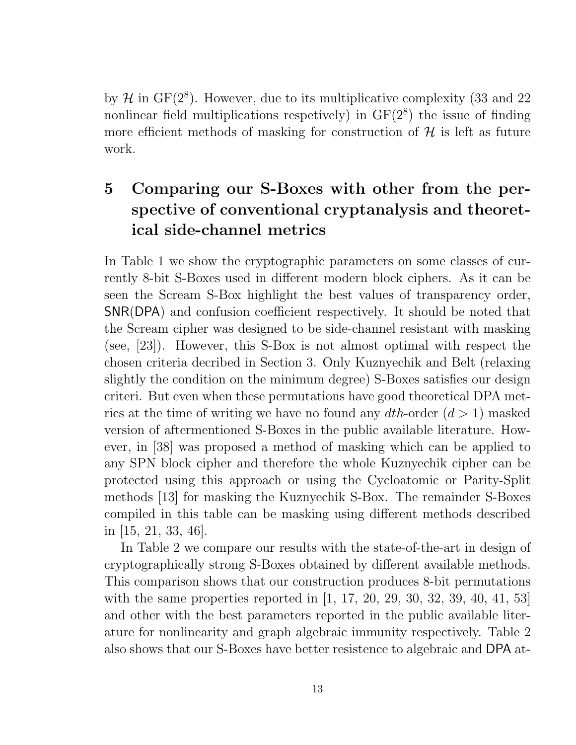by $\mathcal{H}$ in GF($2^8$). However, due to its multiplicative complexity (33 and 22 nonlinear field multiplications respetively) in GF($2^8$) the issue of finding more efficient methods of masking for construction of $\mathcal{H}$ is left as future work.

# 5 Comparing our S-Boxes with other from the perspective of conventional cryptanalysis and theoretical side-channel metrics

In Table 1 we show the cryptographic parameters on some classes of currently 8-bit S-Boxes used in different modern block ciphers. As it can be seen the Scream S-Box highlight the best values of transparency order, SNR(DPA) and confusion coefficient respectively. It should be noted that the Scream cipher was designed to be side-channel resistant with masking (see, [23]). However, this S-Box is not almost optimal with respect the chosen criteria decribed in Section 3. Only Kuznyechik and Belt (relaxing slightly the condition on the minimum degree) S-Boxes satisfies our design criteri. But even when these permutations have good theoretical DPA metrics at the time of writing we have no found any $dth$-order ($d > 1$) masked version of aftermentioned S-Boxes in the public available literature. However, in [38] was proposed a method of masking which can be applied to any SPN block cipher and therefore the whole Kuznyechik cipher can be protected using this approach or using the Cycloatomic or Parity-Split methods [13] for masking the Kuznyechik S-Box. The remainder S-Boxes compiled in this table can be masking using different methods described in [15, 21, 33, 46].

In Table 2 we compare our results with the state-of-the-art in design of cryptographically strong S-Boxes obtained by different available methods. This comparison shows that our construction produces 8-bit permutations with the same properties reported in [1, 17, 20, 29, 30, 32, 39, 40, 41, 53] and other with the best parameters reported in the public available literature for nonlinearity and graph algebraic immunity respectively. Table 2 also shows that our S-Boxes have better resistence to algebraic and DPA at-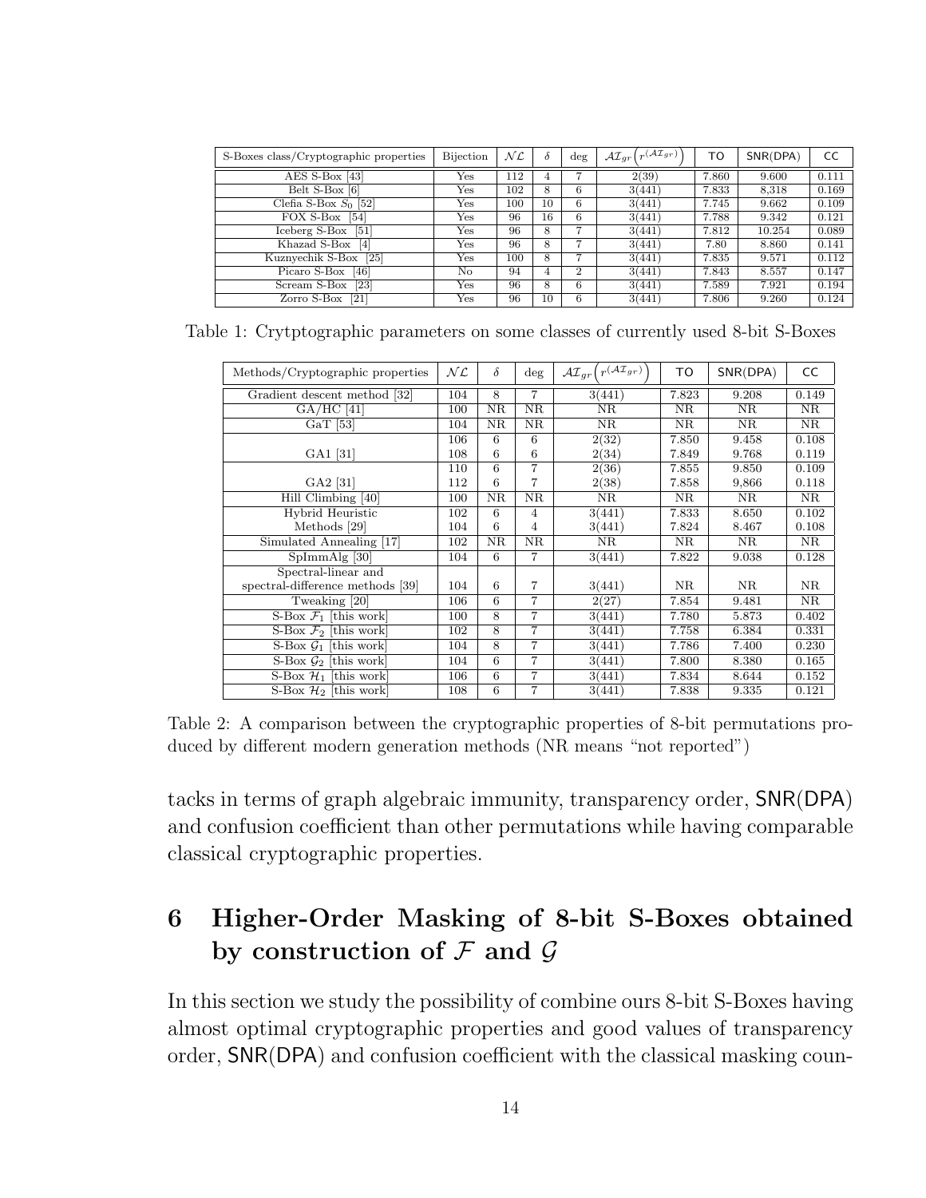| S-Boxes class/Cryptographic properties | Bijection | $\mathcal{NL}$ | $\delta$ | deg | $\mathcal{AI}_{gr}\left(r^{(\mathcal{AI}_{gr})}\right)$ | TO | SNR(DPA) | CC |
|---|---|---|---|---|---|---|---|---|
| AES S-Box [43] | Yes | 112 | 4 | 7 | 2(39) | 7.860 | 9.600 | 0.111 |
| Belt S-Box [6] | Yes | 102 | 8 | 6 | 3(441) | 7.833 | 8,318 | 0.169 |
| Clefia S-Box $S_0$ [52] | Yes | 100 | 10 | 6 | 3(441) | 7.745 | 9.662 | 0.109 |
| FOX S-Box [54] | Yes | 96 | 16 | 6 | 3(441) | 7.788 | 9.342 | 0.121 |
| Iceberg S-Box [51] | Yes | 96 | 8 | 7 | 3(441) | 7.812 | 10.254 | 0.089 |
| Khazad S-Box [4] | Yes | 96 | 8 | 7 | 3(441) | 7.80 | 8.860 | 0.141 |
| Kuznyechik S-Box [25] | Yes | 100 | 8 | 7 | 3(441) | 7.835 | 9.571 | 0.112 |
| Picaro S-Box [46] | No | 94 | 4 | 2 | 3(441) | 7.843 | 8.557 | 0.147 |
| Scream S-Box [23] | Yes | 96 | 8 | 6 | 3(441) | 7.589 | 7.921 | 0.194 |
| Zorro S-Box [21] | Yes | 96 | 10 | 6 | 3(441) | 7.806 | 9.260 | 0.124 |

Table 1: Crytptographic parameters on some classes of currently used 8-bit S-Boxes

| Methods/Cryptographic properties | $\mathcal{NL}$ | $\delta$ | deg | $\mathcal{AI}_{gr}\left(r^{(\mathcal{AI}_{gr})}\right)$ | TO | SNR(DPA) | CC |
|---|---|---|---|---|---|---|---|
| Gradient descent method [32] | 104 | 8 | 7 | 3(441) | 7.823 | 9.208 | 0.149 |
| GA/HC [41] | 100 | NR | NR | NR | NR | NR | NR |
| GaT [53] | 104 | NR | NR | NR | NR | NR | NR |
| GA1 [31] | 106 | 6 | 6 | 2(32) | 7.850 | 9.458 | 0.108 |
| | 108 | 6 | 6 | 2(34) | 7.849 | 9.768 | 0.119 |
| GA2 [31] | 110 | 6 | 7 | 2(36) | 7.855 | 9.850 | 0.109 |
| | 112 | 6 | 7 | 2(38) | 7.858 | 9,866 | 0.118 |
| Hill Climbing [40] | 100 | NR | NR | NR | NR | NR | NR |
| Hybrid Heuristic Methods [29] | 102 | 6 | 4 | 3(441) | 7.833 | 8.650 | 0.102 |
| | 104 | 6 | 4 | 3(441) | 7.824 | 8.467 | 0.108 |
| Simulated Annealing [17] | 102 | NR | NR | NR | NR | NR | NR |
| SpImmAlg [30] | 104 | 6 | 7 | 3(441) | 7.822 | 9.038 | 0.128 |
| Spectral-linear and spectral-difference methods [39] | 104 | 6 | 7 | 3(441) | NR | NR | NR |
| Tweaking [20] | 106 | 6 | 7 | 2(27) | 7.854 | 9.481 | NR |
| S-Box $\mathcal{F}_1$ [this work] | 100 | 8 | 7 | 3(441) | 7.780 | 5.873 | 0.402 |
| S-Box $\mathcal{F}_2$ [this work] | 102 | 8 | 7 | 3(441) | 7.758 | 6.384 | 0.331 |
| S-Box $\mathcal{G}_1$ [this work] | 104 | 8 | 7 | 3(441) | 7.786 | 7.400 | 0.230 |
| S-Box $\mathcal{G}_2$ [this work] | 104 | 6 | 7 | 3(441) | 7.800 | 8.380 | 0.165 |
| S-Box $\mathcal{H}_1$ [this work] | 106 | 6 | 7 | 3(441) | 7.834 | 8.644 | 0.152 |
| S-Box $\mathcal{H}_2$ [this work] | 108 | 6 | 7 | 3(441) | 7.838 | 9.335 | 0.121 |

Table 2: A comparison between the cryptographic properties of 8-bit permutations produced by different modern generation methods (NR means "not reported")

tacks in terms of graph algebraic immunity, transparency order, SNR(DPA) and confusion coefficient than other permutations while having comparable classical cryptographic properties.

# 6 Higher-Order Masking of 8-bit S-Boxes obtained by construction of $\mathcal{F}$ and $\mathcal{G}$

In this section we study the possibility of combine ours 8-bit S-Boxes having almost optimal cryptographic properties and good values of transparency order, SNR(DPA) and confusion coefficient with the classical masking coun-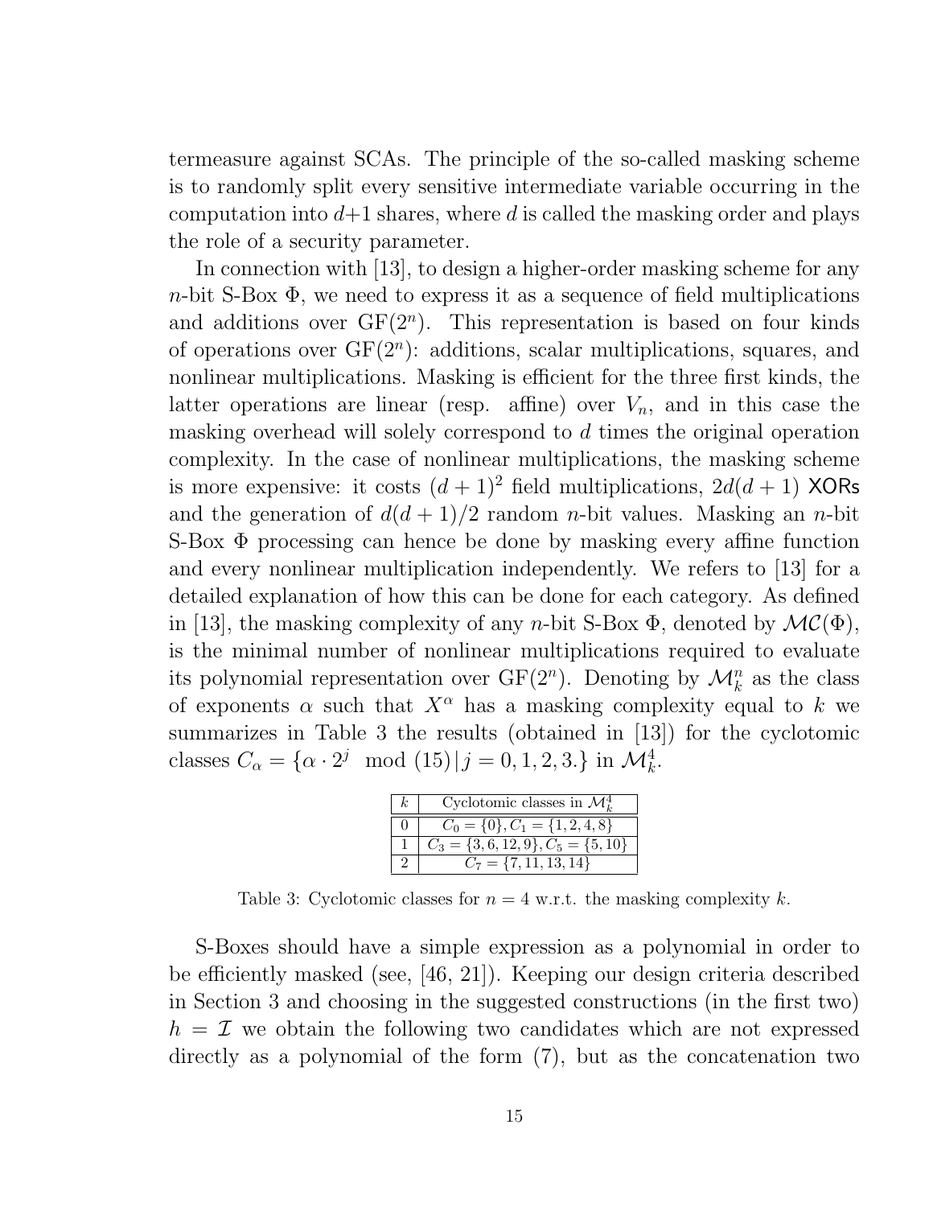termeasure against SCAs. The principle of the so-called masking scheme is to randomly split every sensitive intermediate variable occurring in the computation into $d+1$ shares, where $d$ is called the masking order and plays the role of a security parameter.

In connection with [13], to design a higher-order masking scheme for any $n$-bit S-Box $\Phi$, we need to express it as a sequence of field multiplications and additions over $\mathrm{GF}(2^n)$. This representation is based on four kinds of operations over $\mathrm{GF}(2^n)$: additions, scalar multiplications, squares, and nonlinear multiplications. Masking is efficient for the three first kinds, the latter operations are linear (resp. affine) over $V_n$, and in this case the masking overhead will solely correspond to $d$ times the original operation complexity. In the case of nonlinear multiplications, the masking scheme is more expensive: it costs $(d+1)^2$ field multiplications, $2d(d+1)$ XORs and the generation of $d(d+1)/2$ random $n$-bit values. Masking an $n$-bit S-Box $\Phi$ processing can hence be done by masking every affine function and every nonlinear multiplication independently. We refers to [13] for a detailed explanation of how this can be done for each category. As defined in [13], the masking complexity of any $n$-bit S-Box $\Phi$, denoted by $\mathcal{MC}(\Phi)$, is the minimal number of nonlinear multiplications required to evaluate its polynomial representation over $\mathrm{GF}(2^n)$. Denoting by $\mathcal{M}_k^n$ as the class of exponents $\alpha$ such that $X^\alpha$ has a masking complexity equal to $k$ we summarizes in Table 3 the results (obtained in [13]) for the cyclotomic classes $C_\alpha = \{\alpha \cdot 2^j \mod (15) \,|\, j = 0, 1, 2, 3.\}$ in $\mathcal{M}_k^4$.

| $k$ | Cyclotomic classes in $\mathcal{M}_k^4$ |
|---|---|
| 0 | $C_0 = \{0\}, C_1 = \{1, 2, 4, 8\}$ |
| 1 | $C_3 = \{3, 6, 12, 9\}, C_5 = \{5, 10\}$ |
| 2 | $C_7 = \{7, 11, 13, 14\}$ |

Table 3: Cyclotomic classes for $n = 4$ w.r.t. the masking complexity $k$.

S-Boxes should have a simple expression as a polynomial in order to be efficiently masked (see, [46, 21]). Keeping our design criteria described in Section 3 and choosing in the suggested constructions (in the first two) $h = \mathcal{I}$ we obtain the following two candidates which are not expressed directly as a polynomial of the form (7), but as the concatenation two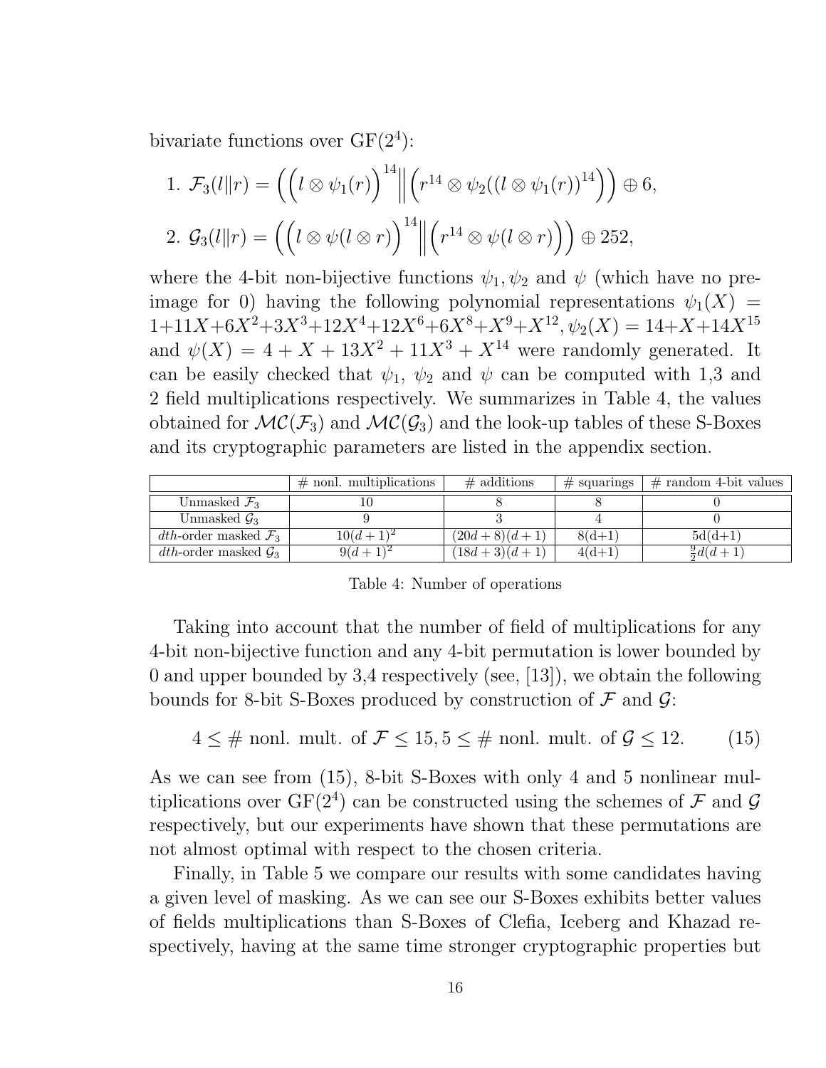bivariate functions over $\mathrm{GF}(2^4)$:

1. $\mathcal{F}_3(l\|r) = \Big(\Big(l \otimes \psi_1(r)\Big)^{14} \Big\| \Big(r^{14} \otimes \psi_2((l \otimes \psi_1(r))^{14})\Big)\Big) \oplus 6,$
2. $\mathcal{G}_3(l\|r) = \Big(\Big(l \otimes \psi(l \otimes r)\Big)^{14} \Big\| \Big(r^{14} \otimes \psi(l \otimes r)\Big)\Big) \oplus 252,$

where the 4-bit non-bijective functions $\psi_1, \psi_2$ and $\psi$ (which have no preimage for 0) having the following polynomial representations $\psi_1(X) = 1+11X+6X^2+3X^3+12X^4+12X^6+6X^8+X^9+X^{12}, \psi_2(X) = 14+X+14X^{15}$ and $\psi(X) = 4 + X + 13X^2 + 11X^3 + X^{14}$ were randomly generated. It can be easily checked that $\psi_1$, $\psi_2$ and $\psi$ can be computed with 1,3 and 2 field multiplications respectively. We summarizes in Table 4, the values obtained for $\mathcal{MC}(\mathcal{F}_3)$ and $\mathcal{MC}(\mathcal{G}_3)$ and the look-up tables of these S-Boxes and its cryptographic parameters are listed in the appendix section.

| | # nonl. multiplications | # additions | # squarings | # random 4-bit values |
|---|---|---|---|---|
| Unmasked $\mathcal{F}_3$ | 10 | 8 | 8 | 0 |
| Unmasked $\mathcal{G}_3$ | 9 | 3 | 4 | 0 |
| $dth$-order masked $\mathcal{F}_3$ | $10(d+1)^2$ | $(20d+8)(d+1)$ | 8(d+1) | 5d(d+1) |
| $dth$-order masked $\mathcal{G}_3$ | $9(d+1)^2$ | $(18d+3)(d+1)$ | 4(d+1) | $\frac{9}{2}d(d+1)$ |

Table 4: Number of operations

Taking into account that the number of field of multiplications for any 4-bit non-bijective function and any 4-bit permutation is lower bounded by 0 and upper bounded by 3,4 respectively (see, [13]), we obtain the following bounds for 8-bit S-Boxes produced by construction of $\mathcal{F}$ and $\mathcal{G}$:

$$4 \leq \#\text{ nonl. mult. of } \mathcal{F} \leq 15, 5 \leq \#\text{ nonl. mult. of } \mathcal{G} \leq 12. \qquad (15)$$

As we can see from (15), 8-bit S-Boxes with only 4 and 5 nonlinear multiplications over $\mathrm{GF}(2^4)$ can be constructed using the schemes of $\mathcal{F}$ and $\mathcal{G}$ respectively, but our experiments have shown that these permutations are not almost optimal with respect to the chosen criteria.

Finally, in Table 5 we compare our results with some candidates having a given level of masking. As we can see our S-Boxes exhibits better values of fields multiplications than S-Boxes of Clefia, Iceberg and Khazad respectively, having at the same time stronger cryptographic properties but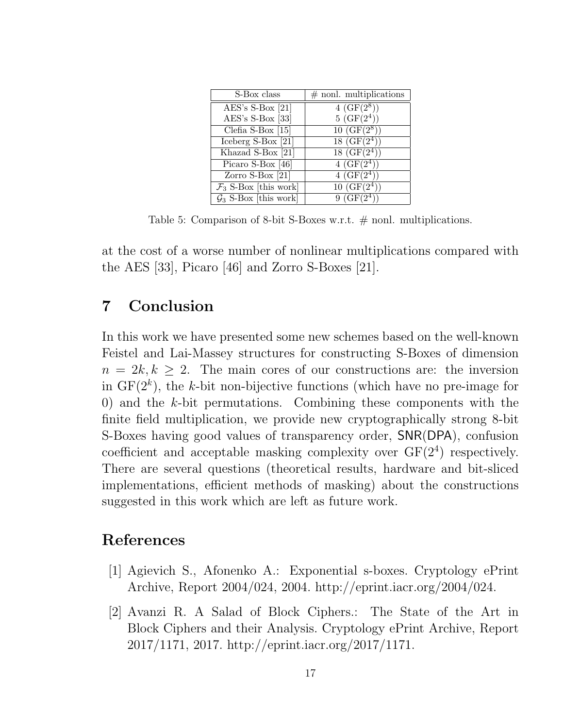| S-Box class | # nonl. multiplications |
| --- | --- |
| AES's S-Box [21] | 4 (GF($2^8$)) |
| AES's S-Box [33] | 5 (GF($2^4$)) |
| Clefia S-Box [15] | 10 (GF($2^8$)) |
| Iceberg S-Box [21] | 18 (GF($2^4$)) |
| Khazad S-Box [21] | 18 (GF($2^4$)) |
| Picaro S-Box [46] | 4 (GF($2^4$)) |
| Zorro S-Box [21] | 4 (GF($2^4$)) |
| $\mathcal{F}_3$ S-Box [this work] | 10 (GF($2^4$)) |
| $\mathcal{G}_3$ S-Box [this work] | 9 (GF($2^4$)) |

Table 5: Comparison of 8-bit S-Boxes w.r.t. # nonl. multiplications.

at the cost of a worse number of nonlinear multiplications compared with the AES [33], Picaro [46] and Zorro S-Boxes [21].

## 7 Conclusion

In this work we have presented some new schemes based on the well-known Feistel and Lai-Massey structures for constructing S-Boxes of dimension $n = 2k, k \geq 2$. The main cores of our constructions are: the inversion in $\mathrm{GF}(2^k)$, the $k$-bit non-bijective functions (which have no pre-image for 0) and the $k$-bit permutations. Combining these components with the finite field multiplication, we provide new cryptographically strong 8-bit S-Boxes having good values of transparency order, SNR(DPA), confusion coefficient and acceptable masking complexity over $\mathrm{GF}(2^4)$ respectively. There are several questions (theoretical results, hardware and bit-sliced implementations, efficient methods of masking) about the constructions suggested in this work which are left as future work.

## References

[1] Agievich S., Afonenko A.: Exponential s-boxes. Cryptology ePrint Archive, Report 2004/024, 2004. http://eprint.iacr.org/2004/024.

[2] Avanzi R. A Salad of Block Ciphers.: The State of the Art in Block Ciphers and their Analysis. Cryptology ePrint Archive, Report 2017/1171, 2017. http://eprint.iacr.org/2017/1171.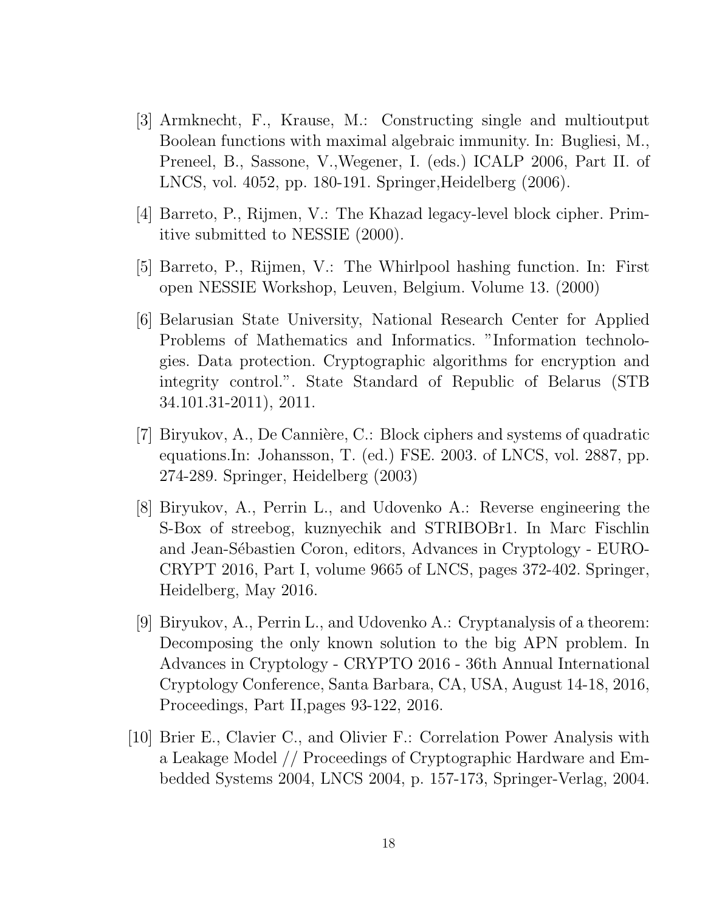[3] Armknecht, F., Krause, M.: Constructing single and multioutput Boolean functions with maximal algebraic immunity. In: Bugliesi, M., Preneel, B., Sassone, V.,Wegener, I. (eds.) ICALP 2006, Part II. of LNCS, vol. 4052, pp. 180-191. Springer,Heidelberg (2006).

[4] Barreto, P., Rijmen, V.: The Khazad legacy-level block cipher. Primitive submitted to NESSIE (2000).

[5] Barreto, P., Rijmen, V.: The Whirlpool hashing function. In: First open NESSIE Workshop, Leuven, Belgium. Volume 13. (2000)

[6] Belarusian State University, National Research Center for Applied Problems of Mathematics and Informatics. "Information technologies. Data protection. Cryptographic algorithms for encryption and integrity control.". State Standard of Republic of Belarus (STB 34.101.31-2011), 2011.

[7] Biryukov, A., De Cannière, C.: Block ciphers and systems of quadratic equations.In: Johansson, T. (ed.) FSE. 2003. of LNCS, vol. 2887, pp. 274-289. Springer, Heidelberg (2003)

[8] Biryukov, A., Perrin L., and Udovenko A.: Reverse engineering the S-Box of streebog, kuznyechik and STRIBOBr1. In Marc Fischlin and Jean-Sébastien Coron, editors, Advances in Cryptology - EUROCRYPT 2016, Part I, volume 9665 of LNCS, pages 372-402. Springer, Heidelberg, May 2016.

[9] Biryukov, A., Perrin L., and Udovenko A.: Cryptanalysis of a theorem: Decomposing the only known solution to the big APN problem. In Advances in Cryptology - CRYPTO 2016 - 36th Annual International Cryptology Conference, Santa Barbara, CA, USA, August 14-18, 2016, Proceedings, Part II,pages 93-122, 2016.

[10] Brier E., Clavier C., and Olivier F.: Correlation Power Analysis with a Leakage Model // Proceedings of Cryptographic Hardware and Embedded Systems 2004, LNCS 2004, p. 157-173, Springer-Verlag, 2004.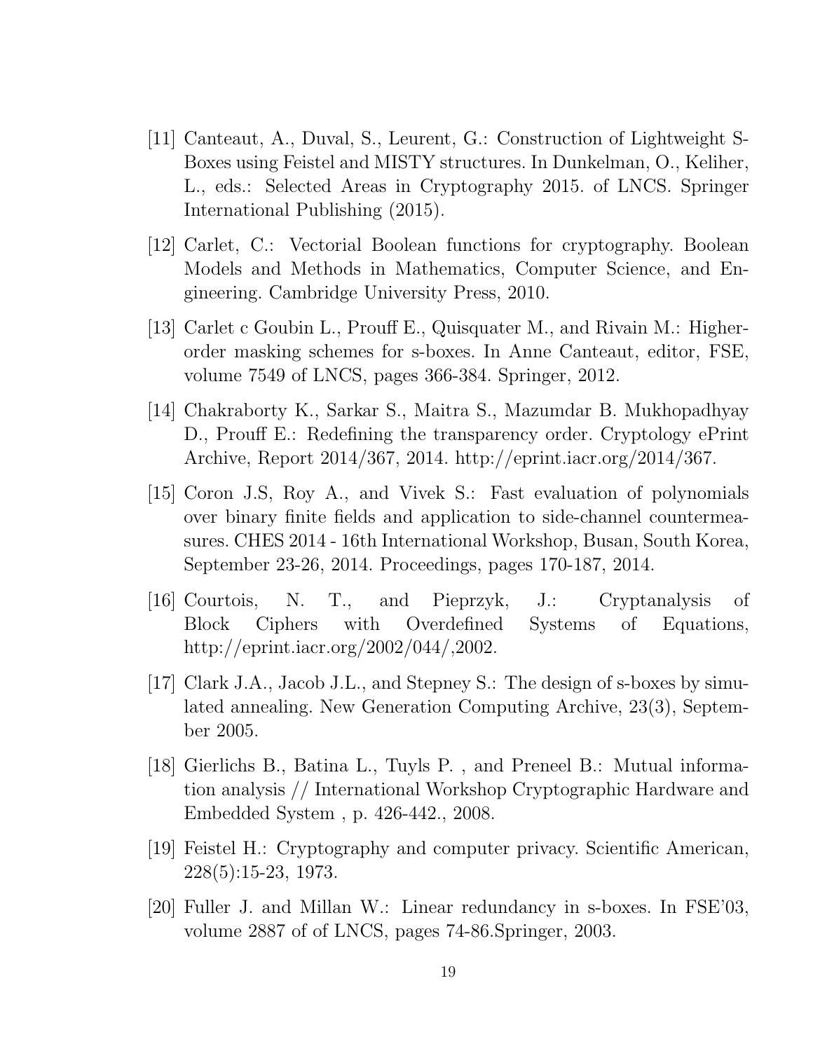[11] Canteaut, A., Duval, S., Leurent, G.: Construction of Lightweight S-Boxes using Feistel and MISTY structures. In Dunkelman, O., Keliher, L., eds.: Selected Areas in Cryptography 2015. of LNCS. Springer International Publishing (2015).

[12] Carlet, C.: Vectorial Boolean functions for cryptography. Boolean Models and Methods in Mathematics, Computer Science, and Engineering. Cambridge University Press, 2010.

[13] Carlet c Goubin L., Prouff E., Quisquater M., and Rivain M.: Higher-order masking schemes for s-boxes. In Anne Canteaut, editor, FSE, volume 7549 of LNCS, pages 366-384. Springer, 2012.

[14] Chakraborty K., Sarkar S., Maitra S., Mazumdar B. Mukhopadhyay D., Prouff E.: Redefining the transparency order. Cryptology ePrint Archive, Report 2014/367, 2014. http://eprint.iacr.org/2014/367.

[15] Coron J.S, Roy A., and Vivek S.: Fast evaluation of polynomials over binary finite fields and application to side-channel countermeasures. CHES 2014 - 16th International Workshop, Busan, South Korea, September 23-26, 2014. Proceedings, pages 170-187, 2014.

[16] Courtois, N. T., and Pieprzyk, J.: Cryptanalysis of Block Ciphers with Overdefined Systems of Equations, http://eprint.iacr.org/2002/044/,2002.

[17] Clark J.A., Jacob J.L., and Stepney S.: The design of s-boxes by simulated annealing. New Generation Computing Archive, 23(3), September 2005.

[18] Gierlichs B., Batina L., Tuyls P. , and Preneel B.: Mutual information analysis // International Workshop Cryptographic Hardware and Embedded System , p. 426-442., 2008.

[19] Feistel H.: Cryptography and computer privacy. Scientific American, 228(5):15-23, 1973.

[20] Fuller J. and Millan W.: Linear redundancy in s-boxes. In FSE'03, volume 2887 of of LNCS, pages 74-86.Springer, 2003.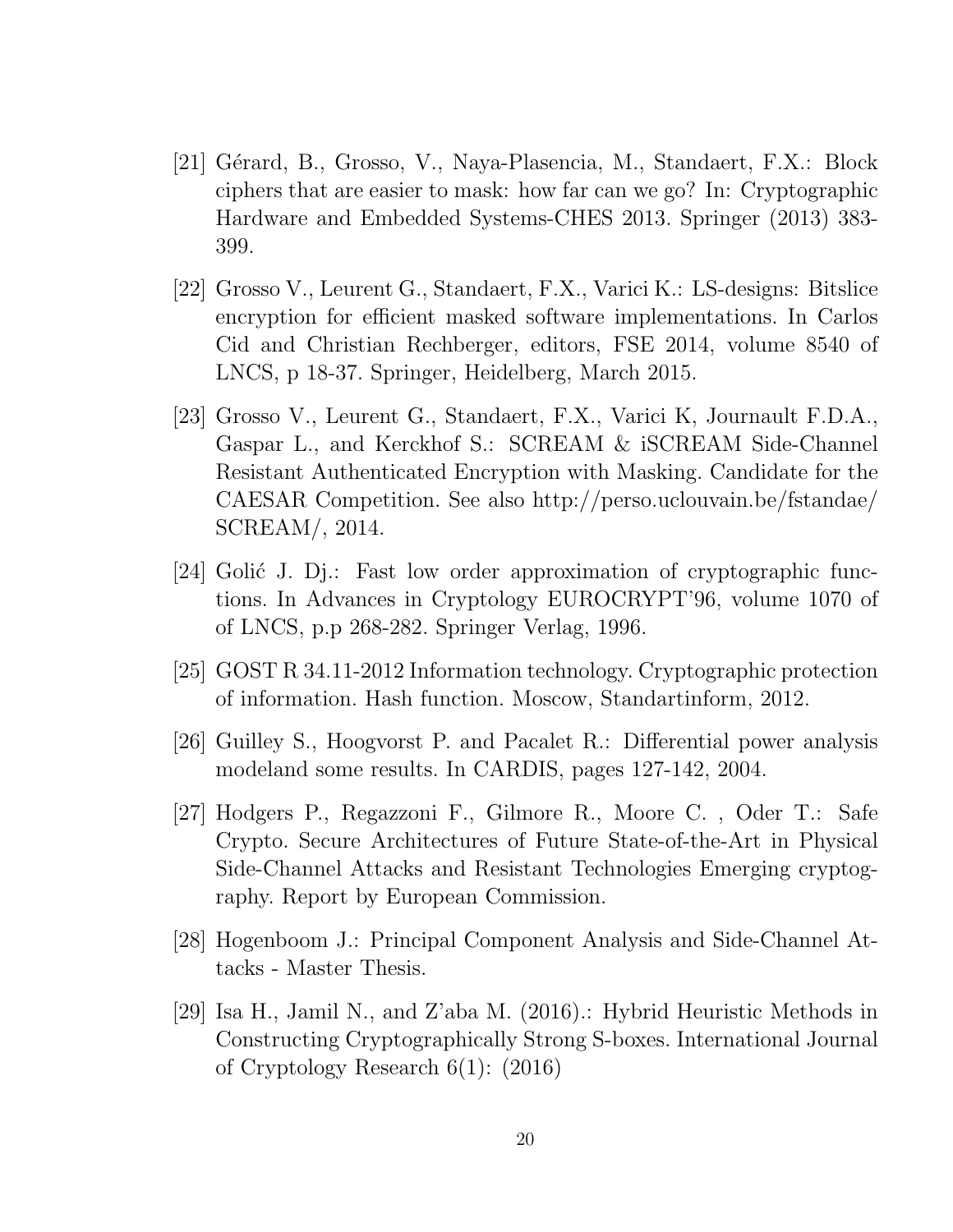[21] Gérard, B., Grosso, V., Naya-Plasencia, M., Standaert, F.X.: Block ciphers that are easier to mask: how far can we go? In: Cryptographic Hardware and Embedded Systems-CHES 2013. Springer (2013) 383-399.

[22] Grosso V., Leurent G., Standaert, F.X., Varici K.: LS-designs: Bitslice encryption for efficient masked software implementations. In Carlos Cid and Christian Rechberger, editors, FSE 2014, volume 8540 of LNCS, p 18-37. Springer, Heidelberg, March 2015.

[23] Grosso V., Leurent G., Standaert, F.X., Varici K, Journault F.D.A., Gaspar L., and Kerckhof S.: SCREAM & iSCREAM Side-Channel Resistant Authenticated Encryption with Masking. Candidate for the CAESAR Competition. See also http://perso.uclouvain.be/fstandae/SCREAM/, 2014.

[24] Golić J. Dj.: Fast low order approximation of cryptographic functions. In Advances in Cryptology EUROCRYPT'96, volume 1070 of of LNCS, p.p 268-282. Springer Verlag, 1996.

[25] GOST R 34.11-2012 Information technology. Cryptographic protection of information. Hash function. Moscow, Standartinform, 2012.

[26] Guilley S., Hoogvorst P. and Pacalet R.: Differential power analysis modeland some results. In CARDIS, pages 127-142, 2004.

[27] Hodgers P., Regazzoni F., Gilmore R., Moore C. , Oder T.: Safe Crypto. Secure Architectures of Future State-of-the-Art in Physical Side-Channel Attacks and Resistant Technologies Emerging cryptography. Report by European Commission.

[28] Hogenboom J.: Principal Component Analysis and Side-Channel Attacks - Master Thesis.

[29] Isa H., Jamil N., and Z'aba M. (2016).: Hybrid Heuristic Methods in Constructing Cryptographically Strong S-boxes. International Journal of Cryptology Research 6(1): (2016)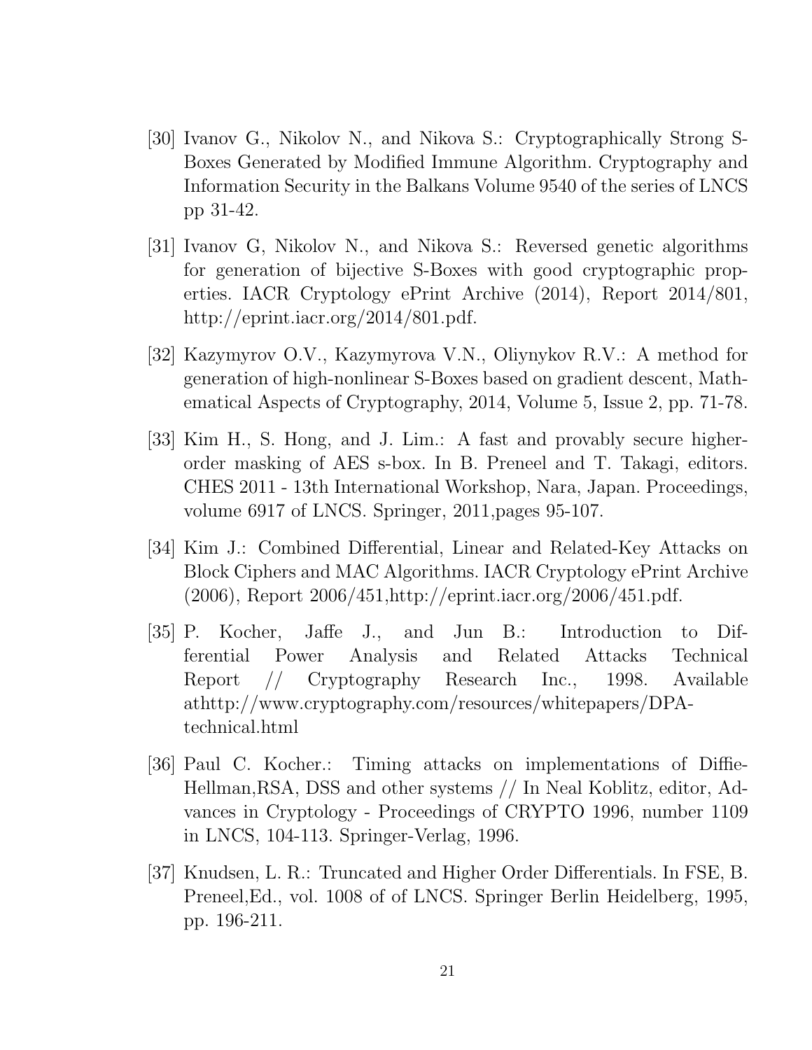[30] Ivanov G., Nikolov N., and Nikova S.: Cryptographically Strong S-Boxes Generated by Modified Immune Algorithm. Cryptography and Information Security in the Balkans Volume 9540 of the series of LNCS pp 31-42.

[31] Ivanov G, Nikolov N., and Nikova S.: Reversed genetic algorithms for generation of bijective S-Boxes with good cryptographic properties. IACR Cryptology ePrint Archive (2014), Report 2014/801, http://eprint.iacr.org/2014/801.pdf.

[32] Kazymyrov O.V., Kazymyrova V.N., Oliynykov R.V.: A method for generation of high-nonlinear S-Boxes based on gradient descent, Mathematical Aspects of Cryptography, 2014, Volume 5, Issue 2, pp. 71-78.

[33] Kim H., S. Hong, and J. Lim.: A fast and provably secure higher-order masking of AES s-box. In B. Preneel and T. Takagi, editors. CHES 2011 - 13th International Workshop, Nara, Japan. Proceedings, volume 6917 of LNCS. Springer, 2011,pages 95-107.

[34] Kim J.: Combined Differential, Linear and Related-Key Attacks on Block Ciphers and MAC Algorithms. IACR Cryptology ePrint Archive (2006), Report 2006/451,http://eprint.iacr.org/2006/451.pdf.

[35] P. Kocher, Jaffe J., and Jun B.: Introduction to Differential Power Analysis and Related Attacks Technical Report // Cryptography Research Inc., 1998. Available athttp://www.cryptography.com/resources/whitepapers/DPA-technical.html

[36] Paul C. Kocher.: Timing attacks on implementations of Diffie-Hellman,RSA, DSS and other systems // In Neal Koblitz, editor, Advances in Cryptology - Proceedings of CRYPTO 1996, number 1109 in LNCS, 104-113. Springer-Verlag, 1996.

[37] Knudsen, L. R.: Truncated and Higher Order Differentials. In FSE, B. Preneel,Ed., vol. 1008 of of LNCS. Springer Berlin Heidelberg, 1995, pp. 196-211.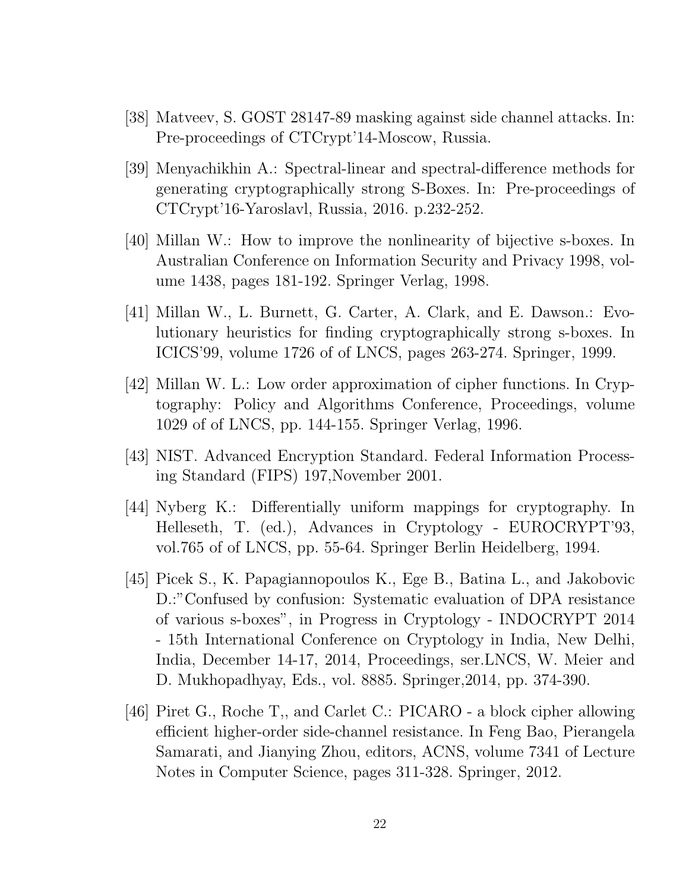[38] Matveev, S. GOST 28147-89 masking against side channel attacks. In: Pre-proceedings of CTCrypt'14-Moscow, Russia.

[39] Menyachikhin A.: Spectral-linear and spectral-difference methods for generating cryptographically strong S-Boxes. In: Pre-proceedings of CTCrypt'16-Yaroslavl, Russia, 2016. p.232-252.

[40] Millan W.: How to improve the nonlinearity of bijective s-boxes. In Australian Conference on Information Security and Privacy 1998, volume 1438, pages 181-192. Springer Verlag, 1998.

[41] Millan W., L. Burnett, G. Carter, A. Clark, and E. Dawson.: Evolutionary heuristics for finding cryptographically strong s-boxes. In ICICS'99, volume 1726 of of LNCS, pages 263-274. Springer, 1999.

[42] Millan W. L.: Low order approximation of cipher functions. In Cryptography: Policy and Algorithms Conference, Proceedings, volume 1029 of of LNCS, pp. 144-155. Springer Verlag, 1996.

[43] NIST. Advanced Encryption Standard. Federal Information Processing Standard (FIPS) 197,November 2001.

[44] Nyberg K.: Differentially uniform mappings for cryptography. In Helleseth, T. (ed.), Advances in Cryptology - EUROCRYPT'93, vol.765 of of LNCS, pp. 55-64. Springer Berlin Heidelberg, 1994.

[45] Picek S., K. Papagiannopoulos K., Ege B., Batina L., and Jakobovic D.:"Confused by confusion: Systematic evaluation of DPA resistance of various s-boxes", in Progress in Cryptology - INDOCRYPT 2014 - 15th International Conference on Cryptology in India, New Delhi, India, December 14-17, 2014, Proceedings, ser.LNCS, W. Meier and D. Mukhopadhyay, Eds., vol. 8885. Springer,2014, pp. 374-390.

[46] Piret G., Roche T,, and Carlet C.: PICARO - a block cipher allowing efficient higher-order side-channel resistance. In Feng Bao, Pierangela Samarati, and Jianying Zhou, editors, ACNS, volume 7341 of Lecture Notes in Computer Science, pages 311-328. Springer, 2012.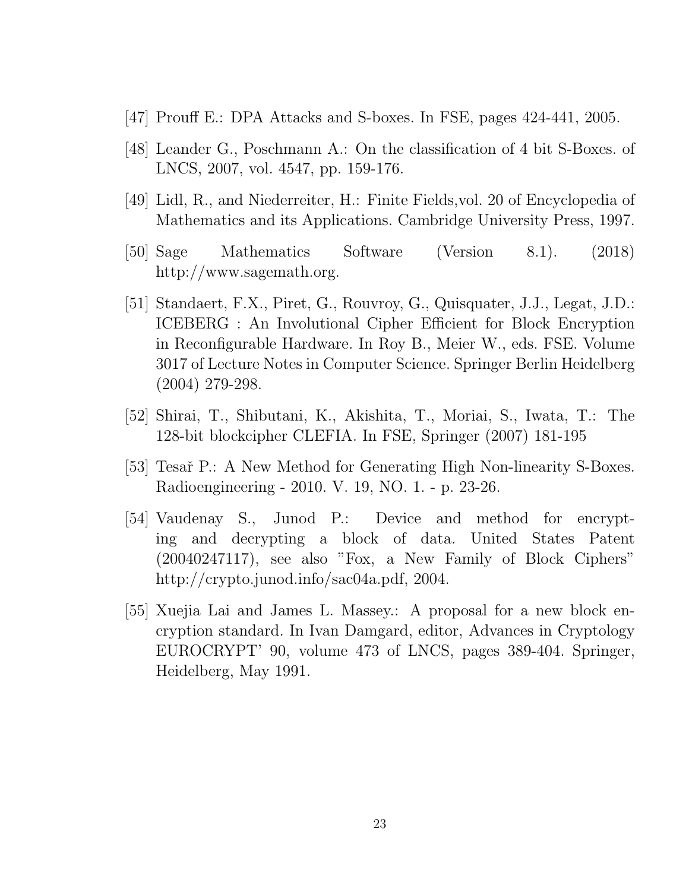[47] Prouff E.: DPA Attacks and S-boxes. In FSE, pages 424-441, 2005.

[48] Leander G., Poschmann A.: On the classification of 4 bit S-Boxes. of LNCS, 2007, vol. 4547, pp. 159-176.

[49] Lidl, R., and Niederreiter, H.: Finite Fields,vol. 20 of Encyclopedia of Mathematics and its Applications. Cambridge University Press, 1997.

[50] Sage Mathematics Software (Version 8.1). (2018) http://www.sagemath.org.

[51] Standaert, F.X., Piret, G., Rouvroy, G., Quisquater, J.J., Legat, J.D.: ICEBERG : An Involutional Cipher Efficient for Block Encryption in Reconfigurable Hardware. In Roy B., Meier W., eds. FSE. Volume 3017 of Lecture Notes in Computer Science. Springer Berlin Heidelberg (2004) 279-298.

[52] Shirai, T., Shibutani, K., Akishita, T., Moriai, S., Iwata, T.: The 128-bit blockcipher CLEFIA. In FSE, Springer (2007) 181-195

[53] Tesař P.: A New Method for Generating High Non-linearity S-Boxes. Radioengineering - 2010. V. 19, NO. 1. - p. 23-26.

[54] Vaudenay S., Junod P.: Device and method for encrypting and decrypting a block of data. United States Patent (20040247117), see also "Fox, a New Family of Block Ciphers" http://crypto.junod.info/sac04a.pdf, 2004.

[55] Xuejia Lai and James L. Massey.: A proposal for a new block encryption standard. In Ivan Damgard, editor, Advances in Cryptology EUROCRYPT' 90, volume 473 of LNCS, pages 389-404. Springer, Heidelberg, May 1991.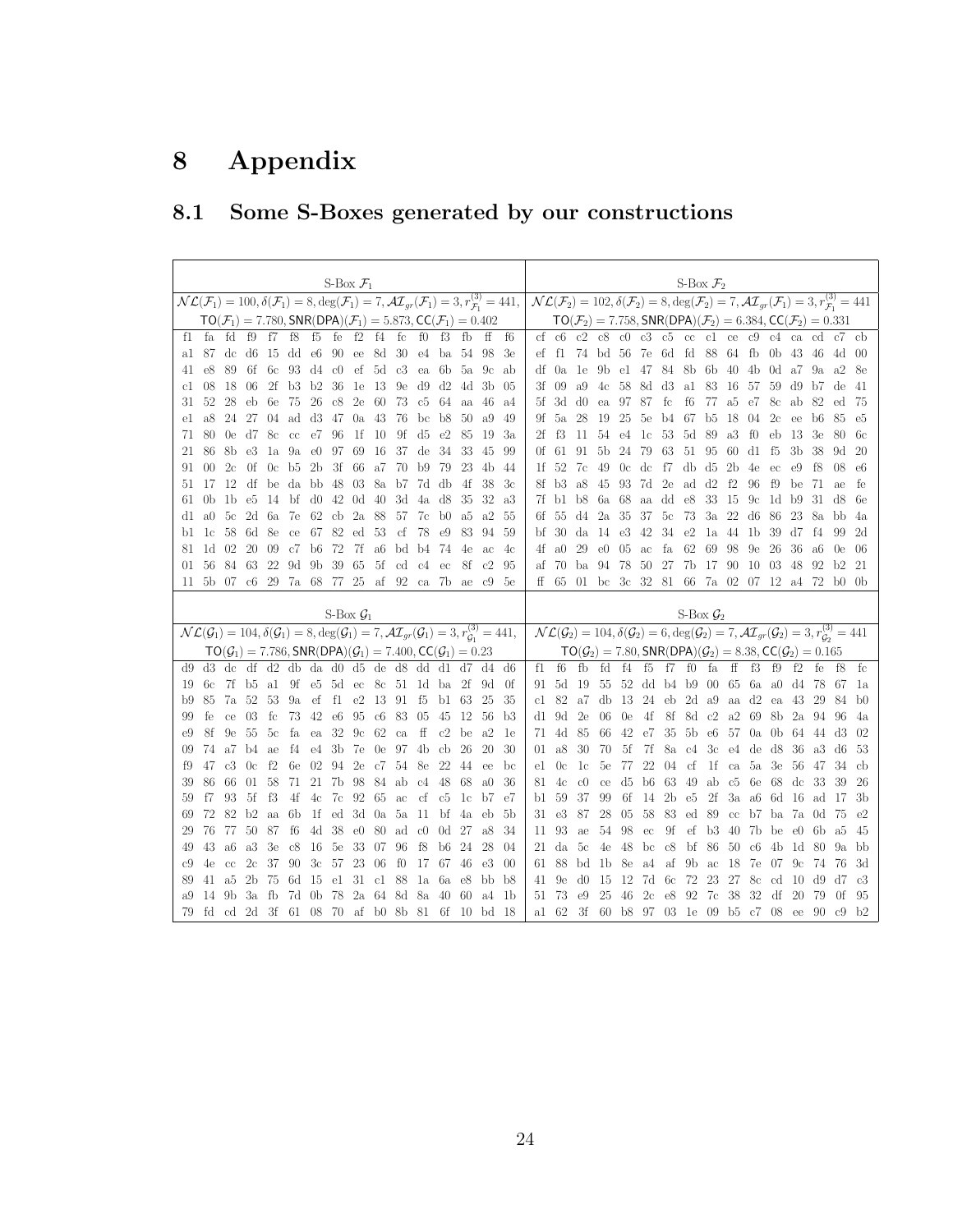# 8 Appendix

## 8.1 Some S-Boxes generated by our constructions

**S-Box $\mathcal{F}_1$**

$\mathcal{NL}(\mathcal{F}_1) = 100, \delta(\mathcal{F}_1) = 8, \deg(\mathcal{F}_1) = 7, \mathcal{AI}_{gr}(\mathcal{F}_1) = 3, r^{(3)}_{\mathcal{F}_1} = 441,$

$\mathsf{TO}(\mathcal{F}_1) = 7.780, \mathsf{SNR(DPA)}(\mathcal{F}_1) = 5.873, \mathsf{CC}(\mathcal{F}_1) = 0.402$

| | | | | | | | | | | | | | | | |
|---|---|---|---|---|---|---|---|---|---|---|---|---|---|---|---|
| f1 | fa | fd | f9 | f7 | f8 | f5 | fe | f2 | f4 | fc | f0 | f3 | fb | ff | f6 |
| a1 | 87 | dc | d6 | 15 | dd | e6 | 90 | ee | 8d | 30 | e4 | ba | 54 | 98 | 3e |
| 41 | e8 | 89 | 6f | 6c | 93 | d4 | c0 | ef | 5d | c3 | ea | 6b | 5a | 9c | ab |
| c1 | 08 | 18 | 06 | 2f | b3 | b2 | 36 | 1e | 13 | 9e | d9 | d2 | 4d | 3b | 05 |
| 31 | 52 | 28 | eb | 6e | 75 | 26 | c8 | 2e | 60 | 73 | c5 | 64 | aa | 46 | a4 |
| e1 | a8 | 24 | 27 | 04 | ad | d3 | 47 | 0a | 43 | 76 | bc | b8 | 50 | a9 | 49 |
| 71 | 80 | 0e | d7 | 8c | cc | e7 | 96 | 1f | 10 | 9f | d5 | e2 | 85 | 19 | 3a |
| 21 | 86 | 8b | e3 | 1a | 9a | e0 | 97 | 69 | 16 | 37 | de | 34 | 33 | 45 | 99 |
| 91 | 00 | 2c | 0f | 0c | b5 | 2b | 3f | 66 | a7 | 70 | b9 | 79 | 23 | 4b | 44 |
| 51 | 17 | 12 | df | be | da | bb | 48 | 03 | 8a | b7 | 7d | db | 4f | 38 | 3c |
| 61 | 0b | 1b | e5 | 14 | bf | d0 | 42 | 0d | 40 | 3d | 4a | d8 | 35 | 32 | a3 |
| d1 | a0 | 5c | 2d | 6a | 7e | 62 | cb | 2a | 88 | 57 | 7c | b0 | a5 | a2 | 55 |
| b1 | 1c | 58 | 6d | 8e | ce | 67 | 82 | ed | 53 | cf | 78 | e9 | 83 | 94 | 59 |
| 81 | 1d | 02 | 20 | 09 | c7 | b6 | 72 | 7f | a6 | bd | b4 | 74 | 4e | ac | 4c |
| 01 | 56 | 84 | 63 | 22 | 9d | 9b | 39 | 65 | 5f | cd | c4 | ec | 8f | c2 | 95 |
| 11 | 5b | 07 | c6 | 29 | 7a | 68 | 77 | 25 | af | 92 | ca | 7b | ae | c9 | 5e |

**S-Box $\mathcal{F}_2$**

$\mathcal{NL}(\mathcal{F}_2) = 102, \delta(\mathcal{F}_2) = 8, \deg(\mathcal{F}_2) = 7, \mathcal{AI}_{gr}(\mathcal{F}_1) = 3, r^{(3)}_{\mathcal{F}_1} = 441$

$\mathsf{TO}(\mathcal{F}_2) = 7.758, \mathsf{SNR(DPA)}(\mathcal{F}_2) = 6.384, \mathsf{CC}(\mathcal{F}_2) = 0.331$

| | | | | | | | | | | | | | | | |
|---|---|---|---|---|---|---|---|---|---|---|---|---|---|---|---|
| cf | c6 | c2 | c8 | c0 | c3 | c5 | cc | c1 | ce | c9 | c4 | ca | cd | c7 | cb |
| ef | f1 | 74 | bd | 56 | 7e | 6d | fd | 88 | 64 | fb | 0b | 43 | 46 | 4d | 00 |
| df | 0a | 1e | 9b | e1 | 47 | 84 | 8b | 6b | 40 | 4b | 0d | a7 | 9a | a2 | 8e |
| 3f | 09 | a9 | 4c | 58 | 8d | d3 | a1 | 83 | 16 | 57 | 59 | d9 | b7 | de | 41 |
| 5f | 3d | d0 | ea | 97 | 87 | fc | f6 | 77 | a5 | e7 | 8c | ab | 82 | ed | 75 |
| 9f | 5a | 28 | 19 | 25 | 5e | b4 | 67 | b5 | 18 | 04 | 2c | ee | b6 | 85 | e5 |
| 2f | f3 | 11 | 54 | e4 | 1c | 53 | 5d | 89 | a3 | f0 | eb | 13 | 3e | 80 | 6c |
| 0f | 61 | 91 | 5b | 24 | 79 | 63 | 51 | 95 | 60 | d1 | f5 | 3b | 38 | 9d | 20 |
| 1f | 52 | 7c | 49 | 0c | dc | f7 | db | d5 | 2b | 4e | ec | e9 | f8 | 08 | e6 |
| 8f | b3 | a8 | 45 | 93 | 7d | 2e | ad | d2 | f2 | 96 | f9 | be | 71 | ae | fe |
| 7f | b1 | b8 | 6a | 68 | aa | dd | e8 | 33 | 15 | 9c | 1d | b9 | 31 | d8 | 6e |
| 6f | 55 | d4 | 2a | 35 | 37 | 5c | 73 | 3a | 22 | d6 | 86 | 23 | 8a | bb | 4a |
| bf | 30 | da | 14 | e3 | 42 | 34 | e2 | 1a | 44 | 1b | 39 | d7 | f4 | 99 | 2d |
| 4f | a0 | 29 | e0 | 05 | ac | fa | 62 | 69 | 98 | 9e | 26 | 36 | a6 | 0e | 06 |
| af | 70 | ba | 94 | 78 | 50 | 27 | 7b | 17 | 90 | 10 | 03 | 48 | 92 | b2 | 21 |
| ff | 65 | 01 | bc | 3c | 32 | 81 | 66 | 7a | 02 | 07 | 12 | a4 | 72 | b0 | 0b |

**S-Box $\mathcal{G}_1$**

$\mathcal{NL}(\mathcal{G}_1) = 104, \delta(\mathcal{G}_1) = 8, \deg(\mathcal{G}_1) = 7, \mathcal{AI}_{gr}(\mathcal{G}_1) = 3, r^{(3)}_{\mathcal{G}_1} = 441,$

$\mathsf{TO}(\mathcal{G}_1) = 7.786, \mathsf{SNR(DPA)}(\mathcal{G}_1) = 7.400, \mathsf{CC}(\mathcal{G}_1) = 0.23$

| | | | | | | | | | | | | | | | |
|---|---|---|---|---|---|---|---|---|---|---|---|---|---|---|---|
| d9 | d3 | dc | df | d2 | db | da | d0 | d5 | de | d8 | dd | d1 | d7 | d4 | d6 |
| 19 | 6c | 7f | b5 | a1 | 9f | e5 | 5d | ec | 8c | 51 | 1d | ba | 2f | 9d | 0f |
| b9 | 85 | 7a | 52 | 53 | 9a | ef | f1 | e2 | 13 | 91 | f5 | b1 | 63 | 25 | 35 |
| 99 | fe | ce | 03 | fc | 73 | 42 | e6 | 95 | c6 | 83 | 05 | 45 | 12 | 56 | b3 |
| e9 | 8f | 9e | 55 | 5c | fa | ea | 32 | 9c | 62 | ca | ff | c2 | be | a2 | 1e |
| 09 | 74 | a7 | b4 | ae | f4 | e4 | 3b | 7e | 0e | 97 | 4b | cb | 26 | 20 | 30 |
| f9 | 47 | c3 | 0c | f2 | 6e | 02 | 94 | 2e | c7 | 54 | 8e | 22 | 44 | ee | bc |
| 39 | 86 | 66 | 01 | 58 | 71 | 21 | 7b | 98 | 84 | ab | c4 | 48 | 68 | a0 | 36 |
| 59 | f7 | 93 | 5f | f3 | 4f | 4c | 7c | 92 | 65 | ac | cf | c5 | 1c | b7 | e7 |
| 69 | 72 | 82 | b2 | aa | 6b | 1f | ed | 3d | 0a | 5a | 11 | bf | 4a | eb | 5b |
| 29 | 76 | 77 | 50 | 87 | f6 | 4d | 38 | e0 | 80 | ad | c0 | 0d | 27 | a8 | 34 |
| 49 | 43 | a6 | a3 | 3e | c8 | 16 | 5e | 33 | 07 | 96 | f8 | b6 | 24 | 28 | 04 |
| c9 | 4e | cc | 2c | 37 | 90 | 3c | 57 | 23 | 06 | f0 | 17 | 67 | 46 | e3 | 00 |
| 89 | 41 | a5 | 2b | 75 | 6d | 15 | e1 | 31 | c1 | 88 | 1a | 6a | e8 | bb | b8 |
| a9 | 14 | 9b | 3a | fb | 7d | 0b | 78 | 2a | 64 | 8d | 8a | 40 | 60 | a4 | 1b |
| 79 | fd | cd | 2d | 3f | 61 | 08 | 70 | af | b0 | 8b | 81 | 6f | 10 | bd | 18 |

**S-Box $\mathcal{G}_2$**

$\mathcal{NL}(\mathcal{G}_2) = 104, \delta(\mathcal{G}_2) = 6, \deg(\mathcal{G}_2) = 7, \mathcal{AI}_{gr}(\mathcal{G}_2) = 3, r^{(3)}_{\mathcal{G}_2} = 441$

$\mathsf{TO}(\mathcal{G}_2) = 7.80, \mathsf{SNR(DPA)}(\mathcal{G}_2) = 8.38, \mathsf{CC}(\mathcal{G}_2) = 0.165$

| | | | | | | | | | | | | | | | |
|---|---|---|---|---|---|---|---|---|---|---|---|---|---|---|---|
| f1 | f6 | fb | fd | f4 | f5 | f7 | f0 | fa | ff | f3 | f9 | f2 | fe | f8 | fc |
| 91 | 5d | 19 | 55 | 52 | dd | b4 | b9 | 00 | 65 | 6a | a0 | d4 | 78 | 67 | 1a |
| c1 | 82 | a7 | db | 13 | 24 | eb | 2d | a9 | aa | d2 | ea | 43 | 29 | 84 | b0 |
| d1 | 9d | 2e | 06 | 0e | 4f | 8f | 8d | c2 | a2 | 69 | 8b | 2a | 94 | 96 | 4a |
| 71 | 4d | 85 | 66 | 42 | e7 | 35 | 5b | e6 | 57 | 0a | 0b | 64 | 44 | d3 | 02 |
| 01 | a8 | 30 | 70 | 5f | 7f | 8a | c4 | 3c | e4 | de | d8 | 36 | a3 | d6 | 53 |
| e1 | 0c | 1c | 5e | 77 | 22 | 04 | cf | 1f | ca | 5a | 3e | 56 | 47 | 34 | cb |
| 81 | 4c | c0 | ce | d5 | b6 | 63 | 49 | ab | c5 | 6e | 68 | dc | 33 | 39 | 26 |
| b1 | 59 | 37 | 99 | 6f | 14 | 2b | e5 | 2f | 3a | a6 | 6d | 16 | ad | 17 | 3b |
| 31 | e3 | 87 | 28 | 05 | 58 | 83 | ed | 89 | cc | b7 | ba | 7a | 0d | 75 | e2 |
| 11 | 93 | ae | 54 | 98 | ec | 9f | ef | b3 | 40 | 7b | be | e0 | 6b | a5 | 45 |
| 21 | da | 5c | 4e | 48 | bc | c8 | bf | 86 | 50 | c6 | 4b | 1d | 80 | 9a | bb |
| 61 | 88 | bd | 1b | 8e | a4 | af | 9b | ac | 18 | 7e | 07 | 9c | 74 | 76 | 3d |
| 41 | 9e | d0 | 15 | 12 | 7d | 6c | 72 | 23 | 27 | 8c | cd | 10 | d9 | d7 | c3 |
| 51 | 73 | e9 | 25 | 46 | 2c | e8 | 92 | 7c | 38 | 32 | df | 20 | 79 | 0f | 95 |
| a1 | 62 | 3f | 60 | b8 | 97 | 03 | 1e | 09 | b5 | c7 | 08 | ee | 90 | c9 | b2 |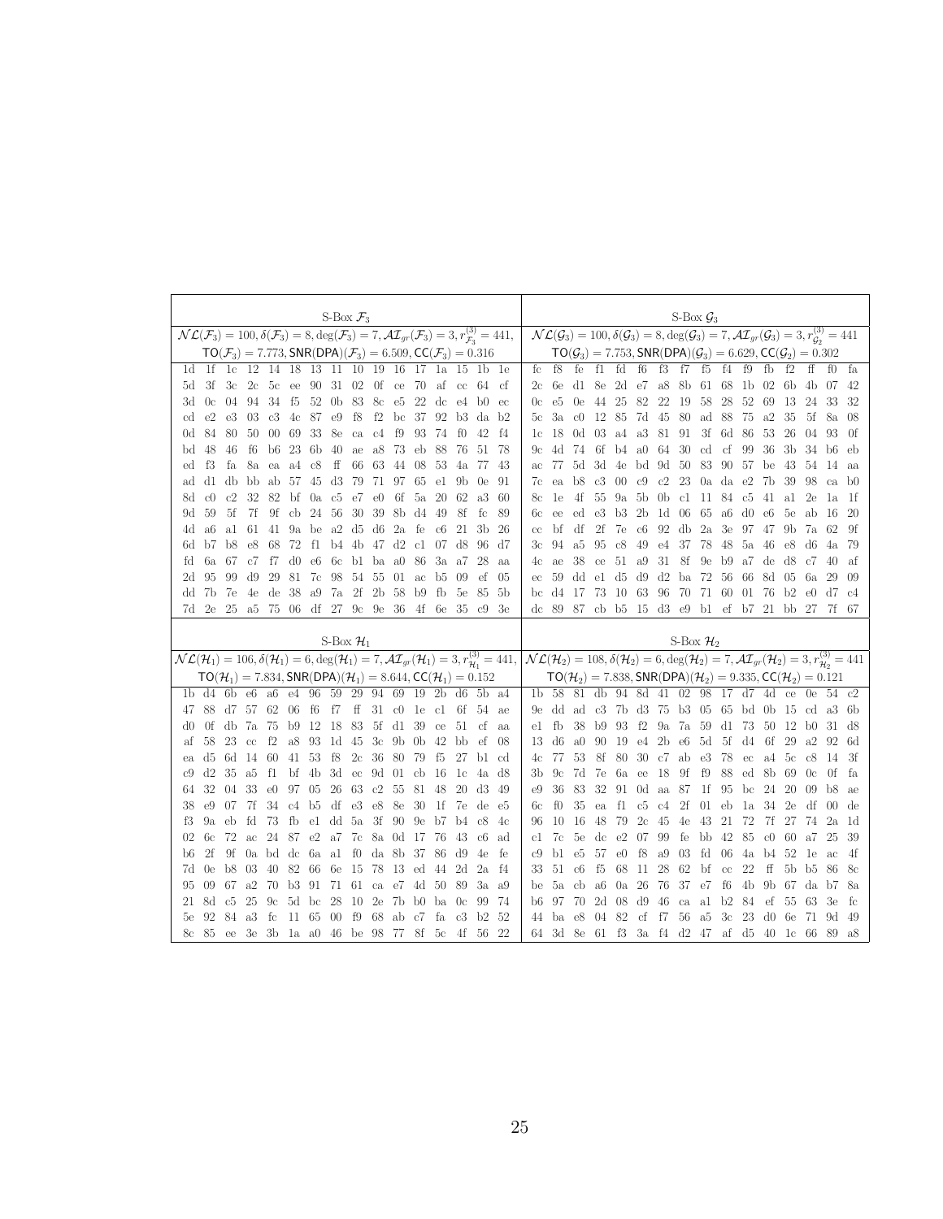**S-Box $\mathcal{F}_3$**

$\mathcal{NL}(\mathcal{F}_3) = 100, \delta(\mathcal{F}_3) = 8, \deg(\mathcal{F}_3) = 7, \mathcal{AI}_{gr}(\mathcal{F}_3) = 3, r^{(3)}_{\mathcal{F}_3} = 441,$

$\mathsf{TO}(\mathcal{F}_3) = 7.773, \mathsf{SNR(DPA)}(\mathcal{F}_3) = 6.509, \mathsf{CC}(\mathcal{F}_3) = 0.316$

| | | | | | | | | | | | | | | | |
|---|---|---|---|---|---|---|---|---|---|---|---|---|---|---|---|
| 1d | 1f | 1c | 12 | 14 | 18 | 13 | 11 | 10 | 19 | 16 | 17 | 1a | 15 | 1b | 1e |
| 5d | 3f | 3c | 2c | 5c | ee | 90 | 31 | 02 | 0f | ce | 70 | af | cc | 64 | cf |
| 3d | 0c | 04 | 94 | 34 | f5 | 52 | 0b | 83 | 8c | e5 | 22 | dc | e4 | b0 | ec |
| cd | e2 | e3 | 03 | c3 | 4c | 87 | e9 | f8 | f2 | bc | 37 | 92 | b3 | da | b2 |
| 0d | 84 | 80 | 50 | 00 | 69 | 33 | 8e | ca | c4 | f9 | 93 | 74 | f0 | 42 | f4 |
| bd | 48 | 46 | f6 | b6 | 23 | 6b | 40 | ae | a8 | 73 | eb | 88 | 76 | 51 | 78 |
| ed | f3 | fa | 8a | ea | a4 | c8 | ff | 66 | 63 | 44 | 08 | 53 | 4a | 77 | 43 |
| ad | d1 | db | bb | ab | 57 | 45 | d3 | 79 | 71 | 97 | 65 | e1 | 9b | 0e | 91 |
| 8d | c0 | c2 | 32 | 82 | bf | 0a | c5 | e7 | e0 | 6f | 5a | 20 | 62 | a3 | 60 |
| 9d | 59 | 5f | 7f | 9f | cb | 24 | 56 | 30 | 39 | 8b | d4 | 49 | 8f | fc | 89 |
| 4d | a6 | a1 | 61 | 41 | 9a | be | a2 | d5 | d6 | 2a | fe | c6 | 21 | 3b | 26 |
| 6d | b7 | b8 | e8 | 68 | 72 | f1 | b4 | 4b | 47 | d2 | c1 | 07 | d8 | 96 | d7 |
| fd | 6a | 67 | c7 | f7 | d0 | e6 | 6c | b1 | ba | a0 | 86 | 3a | a7 | 28 | aa |
| 2d | 95 | 99 | d9 | 29 | 81 | 7c | 98 | 54 | 55 | 01 | ac | b5 | 09 | ef | 05 |
| dd | 7b | 7e | 4e | de | 38 | a9 | 7a | 2f | 2b | 58 | b9 | fb | 5e | 85 | 5b |
| 7d | 2e | 25 | a5 | 75 | 06 | df | 27 | 9c | 9e | 36 | 4f | 6e | 35 | c9 | 3e |

**S-Box $\mathcal{G}_3$**

$\mathcal{NL}(\mathcal{G}_3) = 100, \delta(\mathcal{G}_3) = 8, \deg(\mathcal{G}_3) = 7, \mathcal{AI}_{gr}(\mathcal{G}_3) = 3, r^{(3)}_{\mathcal{G}_2} = 441$

$\mathsf{TO}(\mathcal{G}_3) = 7.753, \mathsf{SNR(DPA)}(\mathcal{G}_3) = 6.629, \mathsf{CC}(\mathcal{G}_2) = 0.302$

| | | | | | | | | | | | | | | | |
|---|---|---|---|---|---|---|---|---|---|---|---|---|---|---|---|
| fc | f8 | fe | f1 | fd | f6 | f3 | f7 | f5 | f4 | f9 | fb | f2 | ff | f0 | fa |
| 2c | 6e | d1 | 8e | 2d | e7 | a8 | 8b | 61 | 68 | 1b | 02 | 6b | 4b | 07 | 42 |
| 0c | e5 | 0e | 44 | 25 | 82 | 22 | 19 | 58 | 28 | 52 | 69 | 13 | 24 | 33 | 32 |
| 5c | 3a | c0 | 12 | 85 | 7d | 45 | 80 | ad | 88 | 75 | a2 | 35 | 5f | 8a | 08 |
| 1c | 18 | 0d | 03 | a4 | a3 | 81 | 91 | 3f | 6d | 86 | 53 | 26 | 04 | 93 | 0f |
| 9c | 4d | 74 | 6f | b4 | a0 | 64 | 30 | cd | cf | 99 | 36 | 3b | 34 | b6 | eb |
| ac | 77 | 5d | 3d | 4e | bd | 9d | 50 | 83 | 90 | 57 | be | 43 | 54 | 14 | aa |
| 7c | ea | b8 | c3 | 00 | c9 | c2 | 23 | 0a | da | e2 | 7b | 39 | 98 | ca | b0 |
| 8c | 1e | 4f | 55 | 9a | 5b | 0b | c1 | 11 | 84 | c5 | 41 | a1 | 2e | 1a | 1f |
| 6c | ee | ed | e3 | b3 | 2b | 1d | 06 | 65 | a6 | d0 | e6 | 5e | ab | 16 | 20 |
| cc | bf | df | 2f | 7e | c6 | 92 | db | 2a | 3e | 97 | 47 | 9b | 7a | 62 | 9f |
| 3c | 94 | a5 | 95 | c8 | 49 | e4 | 37 | 78 | 48 | 5a | 46 | e8 | d6 | 4a | 79 |
| 4c | ae | 38 | ce | 51 | a9 | 31 | 8f | 9e | b9 | a7 | de | d8 | c7 | 40 | af |
| ec | 59 | dd | e1 | d5 | d9 | d2 | ba | 72 | 56 | 66 | 8d | 05 | 6a | 29 | 09 |
| bc | d4 | 17 | 73 | 10 | 63 | 96 | 70 | 71 | 60 | 01 | 76 | b2 | e0 | d7 | c4 |
| dc | 89 | 87 | cb | b5 | 15 | d3 | e9 | b1 | ef | b7 | 21 | bb | 27 | 7f | 67 |

**S-Box $\mathcal{H}_1$**

$\mathcal{NL}(\mathcal{H}_1) = 106, \delta(\mathcal{H}_1) = 6, \deg(\mathcal{H}_1) = 7, \mathcal{AI}_{gr}(\mathcal{H}_1) = 3, r^{(3)}_{\mathcal{H}_1} = 441,$

$\mathsf{TO}(\mathcal{H}_1) = 7.834, \mathsf{SNR(DPA)}(\mathcal{H}_1) = 8.644, \mathsf{CC}(\mathcal{H}_1) = 0.152$

| | | | | | | | | | | | | | | | |
|---|---|---|---|---|---|---|---|---|---|---|---|---|---|---|---|
| 1b | d4 | 6b | e6 | a6 | e4 | 96 | 59 | 29 | 94 | 69 | 19 | 2b | d6 | 5b | a4 |
| 47 | 88 | d7 | 57 | 62 | 06 | f6 | f7 | ff | 31 | c0 | 1e | c1 | 6f | 54 | ae |
| d0 | 0f | db | 7a | 75 | b9 | 12 | 18 | 83 | 5f | d1 | 39 | ce | 51 | cf | aa |
| af | 58 | 23 | cc | f2 | a8 | 93 | 1d | 45 | 3c | 9b | 0b | 42 | bb | ef | 08 |
| ea | d5 | 6d | 14 | 60 | 41 | 53 | f8 | 2c | 36 | 80 | 79 | f5 | 27 | b1 | cd |
| c9 | d2 | 35 | a5 | f1 | bf | 4b | 3d | ec | 9d | 01 | cb | 16 | 1c | 4a | d8 |
| 64 | 32 | 04 | 33 | e0 | 97 | 05 | 26 | 63 | c2 | 55 | 81 | 48 | 20 | d3 | 49 |
| 38 | e9 | 07 | 7f | 34 | c4 | b5 | df | e3 | e8 | 8e | 30 | 1f | 7e | de | e5 |
| f3 | 9a | eb | fd | 73 | fb | e1 | dd | 5a | 3f | 90 | 9e | b7 | b4 | c8 | 4c |
| 02 | 6c | 72 | ac | 24 | 87 | e2 | a7 | 7c | 8a | 0d | 17 | 76 | 43 | c6 | ad |
| b6 | 2f | 9f | 0a | bd | dc | 6a | a1 | f0 | da | 8b | 37 | 86 | d9 | 4e | fe |
| 7d | 0e | b8 | 03 | 40 | 82 | 66 | 6e | 15 | 78 | 13 | ed | 44 | 2d | 2a | f4 |
| 95 | 09 | 67 | a2 | 70 | b3 | 91 | 71 | 61 | ca | e7 | 4d | 50 | 89 | 3a | a9 |
| 21 | 8d | c5 | 25 | 9c | 5d | bc | 28 | 10 | 2e | 7b | b0 | ba | 0c | 99 | 74 |
| 5e | 92 | 84 | a3 | fc | 11 | 65 | 00 | f9 | 68 | ab | c7 | fa | c3 | b2 | 52 |
| 8c | 85 | ee | 3e | 3b | 1a | a0 | 46 | be | 98 | 77 | 8f | 5c | 4f | 56 | 22 |

**S-Box $\mathcal{H}_2$**

$\mathcal{NL}(\mathcal{H}_2) = 108, \delta(\mathcal{H}_2) = 6, \deg(\mathcal{H}_2) = 7, \mathcal{AI}_{gr}(\mathcal{H}_2) = 3, r^{(3)}_{\mathcal{H}_2} = 441$

$\mathsf{TO}(\mathcal{H}_2) = 7.838, \mathsf{SNR(DPA)}(\mathcal{H}_2) = 9.335, \mathsf{CC}(\mathcal{H}_2) = 0.121$

| | | | | | | | | | | | | | | | |
|---|---|---|---|---|---|---|---|---|---|---|---|---|---|---|---|
| 1b | 58 | 81 | db | 94 | 8d | 41 | 02 | 98 | 17 | d7 | 4d | ce | 0e | 54 | c2 |
| 9e | dd | ad | c3 | 7b | d3 | 75 | b3 | 05 | 65 | bd | 0b | 15 | cd | a3 | 6b |
| e1 | fb | 38 | b9 | 93 | f2 | 9a | 7a | 59 | d1 | 73 | 50 | 12 | b0 | 31 | d8 |
| 13 | d6 | a0 | 90 | 19 | e4 | 2b | e6 | 5d | 5f | d4 | 6f | 29 | a2 | 92 | 6d |
| 4c | 77 | 53 | 8f | 80 | 30 | c7 | ab | e3 | 78 | ec | a4 | 5c | c8 | 14 | 3f |
| 3b | 9c | 7d | 7e | 6a | ee | 18 | 9f | f9 | 88 | ed | 8b | 69 | 0c | 0f | fa |
| e9 | 36 | 83 | 32 | 91 | 0d | aa | 87 | 1f | 95 | bc | 24 | 20 | 09 | b8 | ae |
| 6c | f0 | 35 | ea | f1 | c5 | c4 | 2f | 01 | eb | 1a | 34 | 2e | df | 00 | de |
| 96 | 10 | 16 | 48 | 79 | 2c | 45 | 4e | 43 | 21 | 72 | 7f | 27 | 74 | 2a | 1d |
| c1 | 7c | 5e | dc | e2 | 07 | 99 | fe | bb | 42 | 85 | c0 | 60 | a7 | 25 | 39 |
| c9 | b1 | e5 | 57 | e0 | f8 | a9 | 03 | fd | 06 | 4a | b4 | 52 | 1e | ac | 4f |
| 33 | 51 | c6 | f5 | 68 | 11 | 28 | 62 | bf | cc | 22 | ff | 5b | b5 | 86 | 8c |
| be | 5a | cb | a6 | 0a | 26 | 76 | 37 | e7 | f6 | 4b | 9b | 67 | da | b7 | 8a |
| b6 | 97 | 70 | 2d | 08 | d9 | 46 | ca | a1 | b2 | 84 | ef | 55 | 63 | 3e | fc |
| 44 | ba | e8 | 04 | 82 | cf | f7 | 56 | a5 | 3c | 23 | d0 | 6e | 71 | 9d | 49 |
| 64 | 3d | 8e | 61 | f3 | 3a | f4 | d2 | 47 | af | d5 | 40 | 1c | 66 | 89 | a8 |